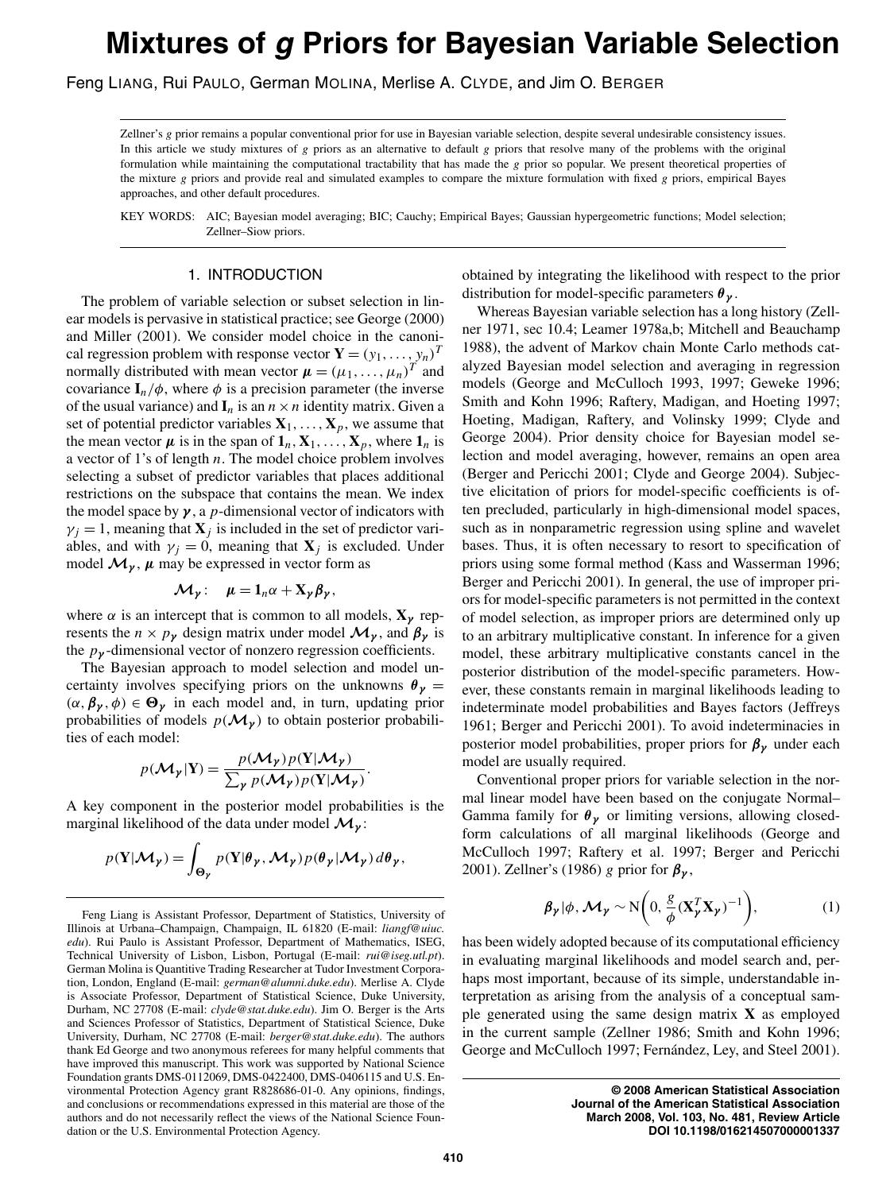# Mixtures of *g* Priors for Bayesian Variable Selection

Feng LIANG, Rui PAULO, German MOLINA, Merlise A. CLYDE, and Jim O. BERGER

Zellner's *g* prior remains a popular conventional prior for use in Bayesian variable selection, despite several undesirable consistency issues. In this article we study mixtures of *g* priors as an alternative to default *g* priors that resolve many of the problems with the original formulation while maintaining the computational tractability that has made the *g* prior so popular. We present theoretical properties of the mixture *g* priors and provide real and simulated examples to compare the mixture formulation with fixed *g* priors, empirical Bayes approaches, and other default procedures.

KEY WORDS: AIC; Bayesian model averaging; BIC; Cauchy; Empirical Bayes; Gaussian hypergeometric functions; Model selection; Zellner–Siow priors.

## 1. INTRODUCTION

The problem of variable selection or subset selection in linear models is pervasive in statistical practice; see George (2000) and Miller (2001). We consider model choice in the canonical regression problem with response vector $\mathbf{Y} = (y_1, \dots, y_n)^T$ normally distributed with mean vector $\boldsymbol{\mu} = (\mu_1, \dots, \mu_n)^T$ and covariance $\mathbf{I}_n/\phi$, where $\phi$ is a precision parameter (the inverse of the usual variance) and $\mathbf{I}_n$ is an $n \times n$ identity matrix. Given a set of potential predictor variables $\mathbf{X}_1, \dots, \mathbf{X}_p$, we assume that the mean vector $\boldsymbol{\mu}$ is in the span of $\mathbf{1}_n, \mathbf{X}_1, \dots, \mathbf{X}_p$, where $\mathbf{1}_n$ is a vector of 1's of length $n$. The model choice problem involves selecting a subset of predictor variables that places additional restrictions on the subspace that contains the mean. We index the model space by $\boldsymbol{\gamma}$, a $p$-dimensional vector of indicators with $\gamma_j = 1$, meaning that $\mathbf{X}_j$ is included in the set of predictor variables, and with $\gamma_j = 0$, meaning that $\mathbf{X}_j$ is excluded. Under model $\mathcal{M}_{\boldsymbol{\gamma}}$, $\boldsymbol{\mu}$ may be expressed in vector form as

$$\mathcal{M}_{\boldsymbol{\gamma}}: \quad \boldsymbol{\mu} = \mathbf{1}_n \alpha + \mathbf{X}_{\boldsymbol{\gamma}} \boldsymbol{\beta}_{\boldsymbol{\gamma}},$$

where $\alpha$ is an intercept that is common to all models, $\mathbf{X}_{\boldsymbol{\gamma}}$ represents the $n \times p_{\boldsymbol{\gamma}}$ design matrix under model $\mathcal{M}_{\boldsymbol{\gamma}}$, and $\boldsymbol{\beta}_{\boldsymbol{\gamma}}$ is the $p_{\boldsymbol{\gamma}}$-dimensional vector of nonzero regression coefficients.

The Bayesian approach to model selection and model uncertainty involves specifying priors on the unknowns $\boldsymbol{\theta}_{\boldsymbol{\gamma}} = (\alpha, \boldsymbol{\beta}_{\boldsymbol{\gamma}}, \phi) \in \boldsymbol{\Theta}_{\boldsymbol{\gamma}}$ in each model and, in turn, updating prior probabilities of models $p(\mathcal{M}_{\boldsymbol{\gamma}})$ to obtain posterior probabilities of each model:

$$p(\mathcal{M}_{\boldsymbol{\gamma}} | \mathbf{Y}) = \frac{p(\mathcal{M}_{\boldsymbol{\gamma}}) p(\mathbf{Y} | \mathcal{M}_{\boldsymbol{\gamma}})}{\sum_{\boldsymbol{\gamma}} p(\mathcal{M}_{\boldsymbol{\gamma}}) p(\mathbf{Y} | \mathcal{M}_{\boldsymbol{\gamma}})}.$$

A key component in the posterior model probabilities is the marginal likelihood of the data under model $\mathcal{M}_{\boldsymbol{\gamma}}$:

$$p(\mathbf{Y} | \mathcal{M}_{\boldsymbol{\gamma}}) = \int_{\boldsymbol{\Theta}_{\boldsymbol{\gamma}}} p(\mathbf{Y} | \boldsymbol{\theta}_{\boldsymbol{\gamma}}, \mathcal{M}_{\boldsymbol{\gamma}}) p(\boldsymbol{\theta}_{\boldsymbol{\gamma}} | \mathcal{M}_{\boldsymbol{\gamma}}) \, d\boldsymbol{\theta}_{\boldsymbol{\gamma}},$$

obtained by integrating the likelihood with respect to the prior distribution for model-specific parameters $\boldsymbol{\theta}_{\boldsymbol{\gamma}}$.

Whereas Bayesian variable selection has a long history (Zellner 1971, sec 10.4; Leamer 1978a,b; Mitchell and Beauchamp 1988), the advent of Markov chain Monte Carlo methods catalyzed Bayesian model selection and averaging in regression models (George and McCulloch 1993, 1997; Geweke 1996; Smith and Kohn 1996; Raftery, Madigan, and Hoeting 1997; Hoeting, Madigan, Raftery, and Volinsky 1999; Clyde and George 2004). Prior density choice for Bayesian model selection and model averaging, however, remains an open area (Berger and Pericchi 2001; Clyde and George 2004). Subjective elicitation of priors for model-specific coefficients is often precluded, particularly in high-dimensional model spaces, such as in nonparametric regression using spline and wavelet bases. Thus, it is often necessary to resort to specification of priors using some formal method (Kass and Wasserman 1996; Berger and Pericchi 2001). In general, the use of improper priors for model-specific parameters is not permitted in the context of model selection, as improper priors are determined only up to an arbitrary multiplicative constant. In inference for a given model, these arbitrary multiplicative constants cancel in the posterior distribution of the model-specific parameters. However, these constants remain in marginal likelihoods leading to indeterminate model probabilities and Bayes factors (Jeffreys 1961; Berger and Pericchi 2001). To avoid indeterminacies in posterior model probabilities, proper priors for $\boldsymbol{\beta}_{\boldsymbol{\gamma}}$ under each model are usually required.

Conventional proper priors for variable selection in the normal linear model have been based on the conjugate Normal–Gamma family for $\boldsymbol{\theta}_{\boldsymbol{\gamma}}$ or limiting versions, allowing closed-form calculations of all marginal likelihoods (George and McCulloch 1997; Raftery et al. 1997; Berger and Pericchi 2001). Zellner's (1986) $g$ prior for $\boldsymbol{\beta}_{\boldsymbol{\gamma}}$,

$$\boldsymbol{\beta}_{\boldsymbol{\gamma}} | \phi, \mathcal{M}_{\boldsymbol{\gamma}} \sim \mathrm{N}\left(0, \frac{g}{\phi} (\mathbf{X}_{\boldsymbol{\gamma}}^T \mathbf{X}_{\boldsymbol{\gamma}})^{-1}\right), \tag{1}$$

has been widely adopted because of its computational efficiency in evaluating marginal likelihoods and model search and, perhaps most important, because of its simple, understandable interpretation as arising from the analysis of a conceptual sample generated using the same design matrix $\mathbf{X}$ as employed in the current sample (Zellner 1986; Smith and Kohn 1996; George and McCulloch 1997; Fernández, Ley, and Steel 2001).

Feng Liang is Assistant Professor, Department of Statistics, University of Illinois at Urbana–Champaign, Champaign, IL 61820 (E-mail: *liangf@uiuc.edu*). Rui Paulo is Assistant Professor, Department of Mathematics, ISEG, Technical University of Lisbon, Lisbon, Portugal (E-mail: *rui@iseg.utl.pt*). German Molina is Quantitive Trading Researcher at Tudor Investment Corporation, London, England (E-mail: *german@alumni.duke.edu*). Merlise A. Clyde is Associate Professor, Department of Statistical Science, Duke University, Durham, NC 27708 (E-mail: *clyde@stat.duke.edu*). Jim O. Berger is the Arts and Sciences Professor of Statistics, Department of Statistical Science, Duke University, Durham, NC 27708 (E-mail: *berger@stat.duke.edu*). The authors thank Ed George and two anonymous referees for many helpful comments that have improved this manuscript. This work was supported by National Science Foundation grants DMS-0112069, DMS-0422400, DMS-0406115 and U.S. Environmental Protection Agency grant R828686-01-0. Any opinions, findings, and conclusions or recommendations expressed in this material are those of the authors and do not necessarily reflect the views of the National Science Foundation or the U.S. Environmental Protection Agency.

**© 2008 American Statistical Association**
**Journal of the American Statistical Association**
**March 2008, Vol. 103, No. 481, Review Article**
**DOI 10.1198/016214507000001337**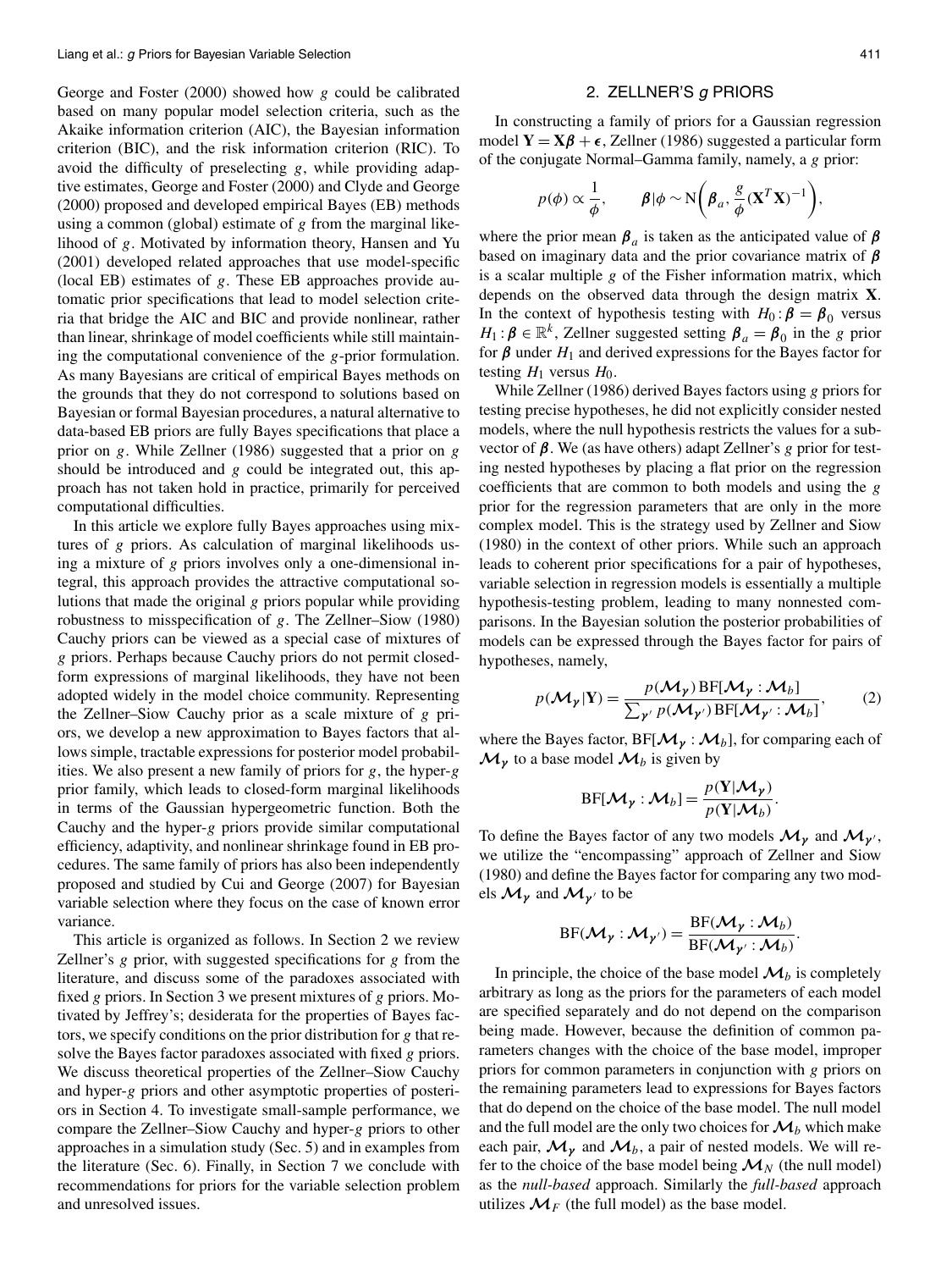George and Foster (2000) showed how $g$ could be calibrated based on many popular model selection criteria, such as the Akaike information criterion (AIC), the Bayesian information criterion (BIC), and the risk information criterion (RIC). To avoid the difficulty of preselecting $g$, while providing adaptive estimates, George and Foster (2000) and Clyde and George (2000) proposed and developed empirical Bayes (EB) methods using a common (global) estimate of $g$ from the marginal likelihood of $g$. Motivated by information theory, Hansen and Yu (2001) developed related approaches that use model-specific (local EB) estimates of $g$. These EB approaches provide automatic prior specifications that lead to model selection criteria that bridge the AIC and BIC and provide nonlinear, rather than linear, shrinkage of model coefficients while still maintaining the computational convenience of the $g$-prior formulation. As many Bayesians are critical of empirical Bayes methods on the grounds that they do not correspond to solutions based on Bayesian or formal Bayesian procedures, a natural alternative to data-based EB priors are fully Bayes specifications that place a prior on $g$. While Zellner (1986) suggested that a prior on $g$ should be introduced and $g$ could be integrated out, this approach has not taken hold in practice, primarily for perceived computational difficulties.

In this article we explore fully Bayes approaches using mixtures of $g$ priors. As calculation of marginal likelihoods using a mixture of $g$ priors involves only a one-dimensional integral, this approach provides the attractive computational solutions that made the original $g$ priors popular while providing robustness to misspecification of $g$. The Zellner–Siow (1980) Cauchy priors can be viewed as a special case of mixtures of $g$ priors. Perhaps because Cauchy priors do not permit closed-form expressions of marginal likelihoods, they have not been adopted widely in the model choice community. Representing the Zellner–Siow Cauchy prior as a scale mixture of $g$ priors, we develop a new approximation to Bayes factors that allows simple, tractable expressions for posterior model probabilities. We also present a new family of priors for $g$, the hyper-$g$ prior family, which leads to closed-form marginal likelihoods in terms of the Gaussian hypergeometric function. Both the Cauchy and the hyper-$g$ priors provide similar computational efficiency, adaptivity, and nonlinear shrinkage found in EB procedures. The same family of priors has also been independently proposed and studied by Cui and George (2007) for Bayesian variable selection where they focus on the case of known error variance.

This article is organized as follows. In Section 2 we review Zellner's $g$ prior, with suggested specifications for $g$ from the literature, and discuss some of the paradoxes associated with fixed $g$ priors. In Section 3 we present mixtures of $g$ priors. Motivated by Jeffrey's; desiderata for the properties of Bayes factors, we specify conditions on the prior distribution for $g$ that resolve the Bayes factor paradoxes associated with fixed $g$ priors. We discuss theoretical properties of the Zellner–Siow Cauchy and hyper-$g$ priors and other asymptotic properties of posteriors in Section 4. To investigate small-sample performance, we compare the Zellner–Siow Cauchy and hyper-$g$ priors to other approaches in a simulation study (Sec. 5) and in examples from the literature (Sec. 6). Finally, in Section 7 we conclude with recommendations for priors for the variable selection problem and unresolved issues.

## 2. ZELLNER'S $g$ PRIORS

In constructing a family of priors for a Gaussian regression model $\mathbf{Y} = \mathbf{X}\boldsymbol{\beta} + \boldsymbol{\epsilon}$, Zellner (1986) suggested a particular form of the conjugate Normal–Gamma family, namely, a $g$ prior:

$$p(\phi) \propto \frac{1}{\phi}, \qquad \boldsymbol{\beta}|\phi \sim \mathrm{N}\bigg(\boldsymbol{\beta}_a, \frac{g}{\phi}(\mathbf{X}^T\mathbf{X})^{-1}\bigg),$$

where the prior mean $\boldsymbol{\beta}_a$ is taken as the anticipated value of $\boldsymbol{\beta}$ based on imaginary data and the prior covariance matrix of $\boldsymbol{\beta}$ is a scalar multiple $g$ of the Fisher information matrix, which depends on the observed data through the design matrix $\mathbf{X}$. In the context of hypothesis testing with $H_0 : \boldsymbol{\beta} = \boldsymbol{\beta}_0$ versus $H_1 : \boldsymbol{\beta} \in \mathbb{R}^k$, Zellner suggested setting $\boldsymbol{\beta}_a = \boldsymbol{\beta}_0$ in the $g$ prior for $\boldsymbol{\beta}$ under $H_1$ and derived expressions for the Bayes factor for testing $H_1$ versus $H_0$.

While Zellner (1986) derived Bayes factors using $g$ priors for testing precise hypotheses, he did not explicitly consider nested models, where the null hypothesis restricts the values for a subvector of $\boldsymbol{\beta}$. We (as have others) adapt Zellner's $g$ prior for testing nested hypotheses by placing a flat prior on the regression coefficients that are common to both models and using the $g$ prior for the regression parameters that are only in the more complex model. This is the strategy used by Zellner and Siow (1980) in the context of other priors. While such an approach leads to coherent prior specifications for a pair of hypotheses, variable selection in regression models is essentially a multiple hypothesis-testing problem, leading to many nonnested comparisons. In the Bayesian solution the posterior probabilities of models can be expressed through the Bayes factor for pairs of hypotheses, namely,

$$p(\mathcal{M}_\gamma|\mathbf{Y}) = \frac{p(\mathcal{M}_\gamma)\,\mathrm{BF}[\mathcal{M}_\gamma : \mathcal{M}_b]}{\sum_{\gamma'} p(\mathcal{M}_{\gamma'})\,\mathrm{BF}[\mathcal{M}_{\gamma'} : \mathcal{M}_b]}, \tag{2}$$

where the Bayes factor, $\mathrm{BF}[\mathcal{M}_\gamma : \mathcal{M}_b]$, for comparing each of $\mathcal{M}_\gamma$ to a base model $\mathcal{M}_b$ is given by

$$\mathrm{BF}[\mathcal{M}_\gamma : \mathcal{M}_b] = \frac{p(\mathbf{Y}|\mathcal{M}_\gamma)}{p(\mathbf{Y}|\mathcal{M}_b)}.$$

To define the Bayes factor of any two models $\mathcal{M}_\gamma$ and $\mathcal{M}_{\gamma'}$, we utilize the "encompassing" approach of Zellner and Siow (1980) and define the Bayes factor for comparing any two models $\mathcal{M}_\gamma$ and $\mathcal{M}_{\gamma'}$ to be

$$\mathrm{BF}(\mathcal{M}_\gamma : \mathcal{M}_{\gamma'}) = \frac{\mathrm{BF}(\mathcal{M}_\gamma : \mathcal{M}_b)}{\mathrm{BF}(\mathcal{M}_{\gamma'} : \mathcal{M}_b)}.$$

In principle, the choice of the base model $\mathcal{M}_b$ is completely arbitrary as long as the priors for the parameters of each model are specified separately and do not depend on the comparison being made. However, because the definition of common parameters changes with the choice of the base model, improper priors for common parameters in conjunction with $g$ priors on the remaining parameters lead to expressions for Bayes factors that do depend on the choice of the base model. The null model and the full model are the only two choices for $\mathcal{M}_b$ which make each pair, $\mathcal{M}_\gamma$ and $\mathcal{M}_b$, a pair of nested models. We will refer to the choice of the base model being $\mathcal{M}_N$ (the null model) as the *null-based* approach. Similarly the *full-based* approach utilizes $\mathcal{M}_F$ (the full model) as the base model.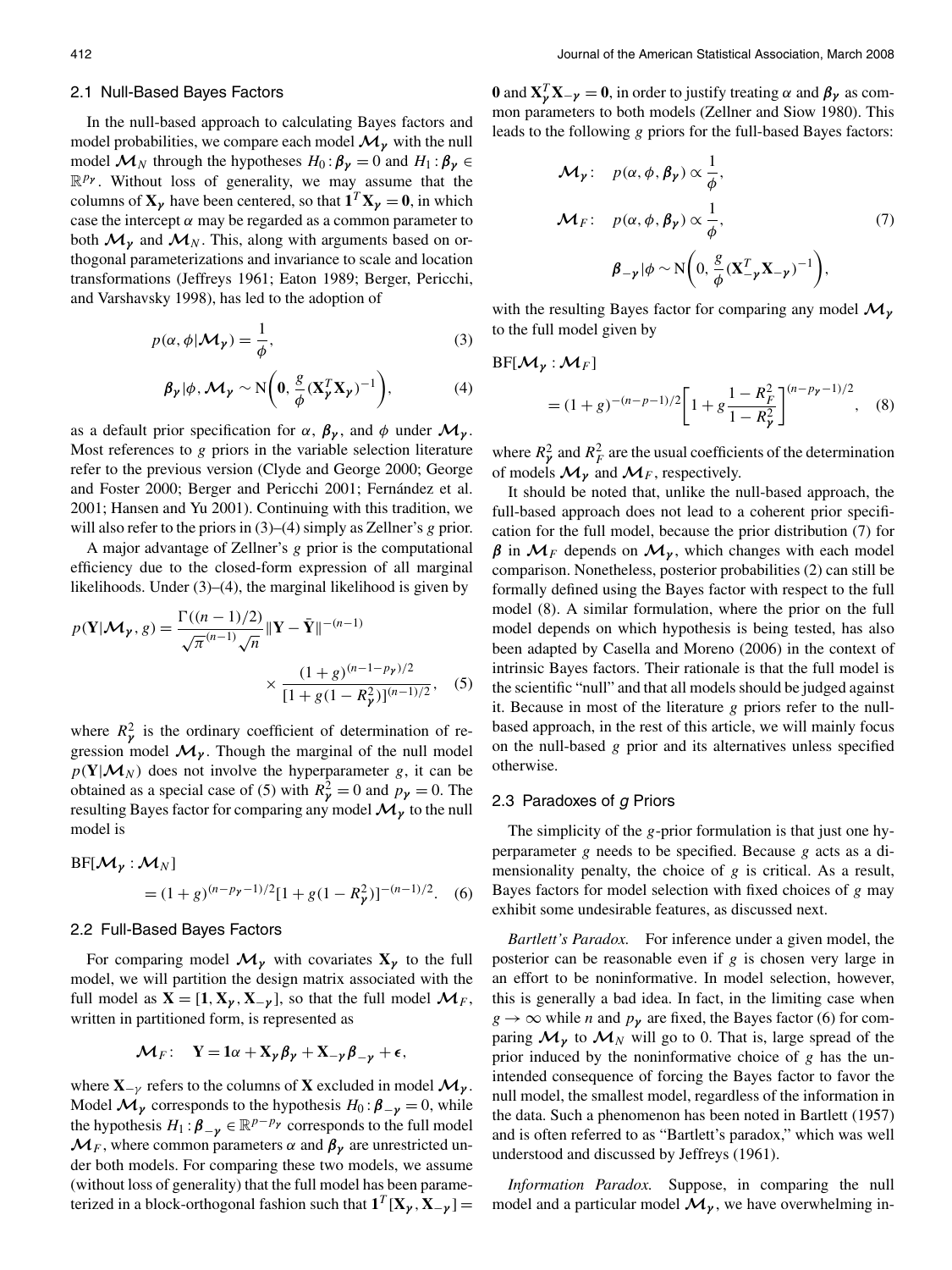### 2.1 Null-Based Bayes Factors

In the null-based approach to calculating Bayes factors and model probabilities, we compare each model $\mathcal{M}_\gamma$ with the null model $\mathcal{M}_N$ through the hypotheses $H_0 : \boldsymbol{\beta}_\gamma = 0$ and $H_1 : \boldsymbol{\beta}_\gamma \in \mathbb{R}^{p_\gamma}$. Without loss of generality, we may assume that the columns of $\mathbf{X}_\gamma$ have been centered, so that $\mathbf{1}^T\mathbf{X}_\gamma = \mathbf{0}$, in which case the intercept $\alpha$ may be regarded as a common parameter to both $\mathcal{M}_\gamma$ and $\mathcal{M}_N$. This, along with arguments based on orthogonal parameterizations and invariance to scale and location transformations (Jeffreys 1961; Eaton 1989; Berger, Pericchi, and Varshavsky 1998), has led to the adoption of

$$p(\alpha, \phi | \mathcal{M}_\gamma) = \frac{1}{\phi}, \tag{3}$$

$$\boldsymbol{\beta}_\gamma | \phi, \mathcal{M}_\gamma \sim \mathrm{N}\left(\mathbf{0}, \frac{g}{\phi}(\mathbf{X}_\gamma^T\mathbf{X}_\gamma)^{-1}\right), \tag{4}$$

as a default prior specification for $\alpha$, $\boldsymbol{\beta}_\gamma$, and $\phi$ under $\mathcal{M}_\gamma$. Most references to $g$ priors in the variable selection literature refer to the previous version (Clyde and George 2000; George and Foster 2000; Berger and Pericchi 2001; Fernández et al. 2001; Hansen and Yu 2001). Continuing with this tradition, we will also refer to the priors in (3)–(4) simply as Zellner's $g$ prior.

A major advantage of Zellner's $g$ prior is the computational efficiency due to the closed-form expression of all marginal likelihoods. Under (3)–(4), the marginal likelihood is given by

$$p(\mathbf{Y}|\mathcal{M}_\gamma, g) = \frac{\Gamma((n-1)/2)}{\sqrt{\pi}^{(n-1)}\sqrt{n}} \|\mathbf{Y} - \bar{\mathbf{Y}}\|^{-(n-1)} \times \frac{(1+g)^{(n-1-p_\gamma)/2}}{[1 + g(1 - R_\gamma^2)]^{(n-1)/2}}, \tag{5}$$

where $R_\gamma^2$ is the ordinary coefficient of determination of regression model $\mathcal{M}_\gamma$. Though the marginal of the null model $p(\mathbf{Y}|\mathcal{M}_N)$ does not involve the hyperparameter $g$, it can be obtained as a special case of (5) with $R_\gamma^2 = 0$ and $p_\gamma = 0$. The resulting Bayes factor for comparing any model $\mathcal{M}_\gamma$ to the null model is

$$\mathrm{BF}[\mathcal{M}_\gamma : \mathcal{M}_N] = (1+g)^{(n-p_\gamma-1)/2}[1 + g(1 - R_\gamma^2)]^{-(n-1)/2}. \tag{6}$$

### 2.2 Full-Based Bayes Factors

For comparing model $\mathcal{M}_\gamma$ with covariates $\mathbf{X}_\gamma$ to the full model, we will partition the design matrix associated with the full model as $\mathbf{X} = [\mathbf{1}, \mathbf{X}_\gamma, \mathbf{X}_{-\gamma}]$, so that the full model $\mathcal{M}_F$, written in partitioned form, is represented as

$$\mathcal{M}_F: \quad \mathbf{Y} = \mathbf{1}\alpha + \mathbf{X}_\gamma\boldsymbol{\beta}_\gamma + \mathbf{X}_{-\gamma}\boldsymbol{\beta}_{-\gamma} + \boldsymbol{\epsilon},$$

where $\mathbf{X}_{-\gamma}$ refers to the columns of $\mathbf{X}$ excluded in model $\mathcal{M}_\gamma$. Model $\mathcal{M}_\gamma$ corresponds to the hypothesis $H_0 : \boldsymbol{\beta}_{-\gamma} = 0$, while the hypothesis $H_1 : \boldsymbol{\beta}_{-\gamma} \in \mathbb{R}^{p - p_\gamma}$ corresponds to the full model $\mathcal{M}_F$, where common parameters $\alpha$ and $\boldsymbol{\beta}_\gamma$ are unrestricted under both models. For comparing these two models, we assume (without loss of generality) that the full model has been parameterized in a block-orthogonal fashion such that $\mathbf{1}^T[\mathbf{X}_\gamma, \mathbf{X}_{-\gamma}] = \mathbf{0}$ and $\mathbf{X}_\gamma^T\mathbf{X}_{-\gamma} = \mathbf{0}$, in order to justify treating $\alpha$ and $\boldsymbol{\beta}_\gamma$ as common parameters to both models (Zellner and Siow 1980). This leads to the following $g$ priors for the full-based Bayes factors:

$$\begin{aligned} \mathcal{M}_\gamma: &\quad p(\alpha, \phi, \boldsymbol{\beta}_\gamma) \propto \frac{1}{\phi}, \\ \mathcal{M}_F: &\quad p(\alpha, \phi, \boldsymbol{\beta}_\gamma) \propto \frac{1}{\phi}, \\ &\quad \boldsymbol{\beta}_{-\gamma} | \phi \sim \mathrm{N}\left(0, \frac{g}{\phi}(\mathbf{X}_{-\gamma}^T\mathbf{X}_{-\gamma})^{-1}\right), \end{aligned} \tag{7}$$

with the resulting Bayes factor for comparing any model $\mathcal{M}_\gamma$ to the full model given by

$$\mathrm{BF}[\mathcal{M}_\gamma : \mathcal{M}_F] = (1+g)^{-(n-p-1)/2}\left[1 + g\frac{1 - R_F^2}{1 - R_\gamma^2}\right]^{(n-p_\gamma-1)/2}, \tag{8}$$

where $R_\gamma^2$ and $R_F^2$ are the usual coefficients of the determination of models $\mathcal{M}_\gamma$ and $\mathcal{M}_F$, respectively.

It should be noted that, unlike the null-based approach, the full-based approach does not lead to a coherent prior specification for the full model, because the prior distribution (7) for $\boldsymbol{\beta}$ in $\mathcal{M}_F$ depends on $\mathcal{M}_\gamma$, which changes with each model comparison. Nonetheless, posterior probabilities (2) can still be formally defined using the Bayes factor with respect to the full model (8). A similar formulation, where the prior on the full model depends on which hypothesis is being tested, has also been adapted by Casella and Moreno (2006) in the context of intrinsic Bayes factors. Their rationale is that the full model is the scientific "null" and that all models should be judged against it. Because in most of the literature $g$ priors refer to the null-based approach, in the rest of this article, we will mainly focus on the null-based $g$ prior and its alternatives unless specified otherwise.

### 2.3 Paradoxes of $g$ Priors

The simplicity of the $g$-prior formulation is that just one hyperparameter $g$ needs to be specified. Because $g$ acts as a dimensionality penalty, the choice of $g$ is critical. As a result, Bayes factors for model selection with fixed choices of $g$ may exhibit some undesirable features, as discussed next.

*Bartlett's Paradox.* For inference under a given model, the posterior can be reasonable even if $g$ is chosen very large in an effort to be noninformative. In model selection, however, this is generally a bad idea. In fact, in the limiting case when $g \to \infty$ while $n$ and $p_\gamma$ are fixed, the Bayes factor (6) for comparing $\mathcal{M}_\gamma$ to $\mathcal{M}_N$ will go to 0. That is, large spread of the prior induced by the noninformative choice of $g$ has the unintended consequence of forcing the Bayes factor to favor the null model, the smallest model, regardless of the information in the data. Such a phenomenon has been noted in Bartlett (1957) and is often referred to as "Bartlett's paradox," which was well understood and discussed by Jeffreys (1961).

*Information Paradox.* Suppose, in comparing the null model and a particular model $\mathcal{M}_\gamma$, we have overwhelming in-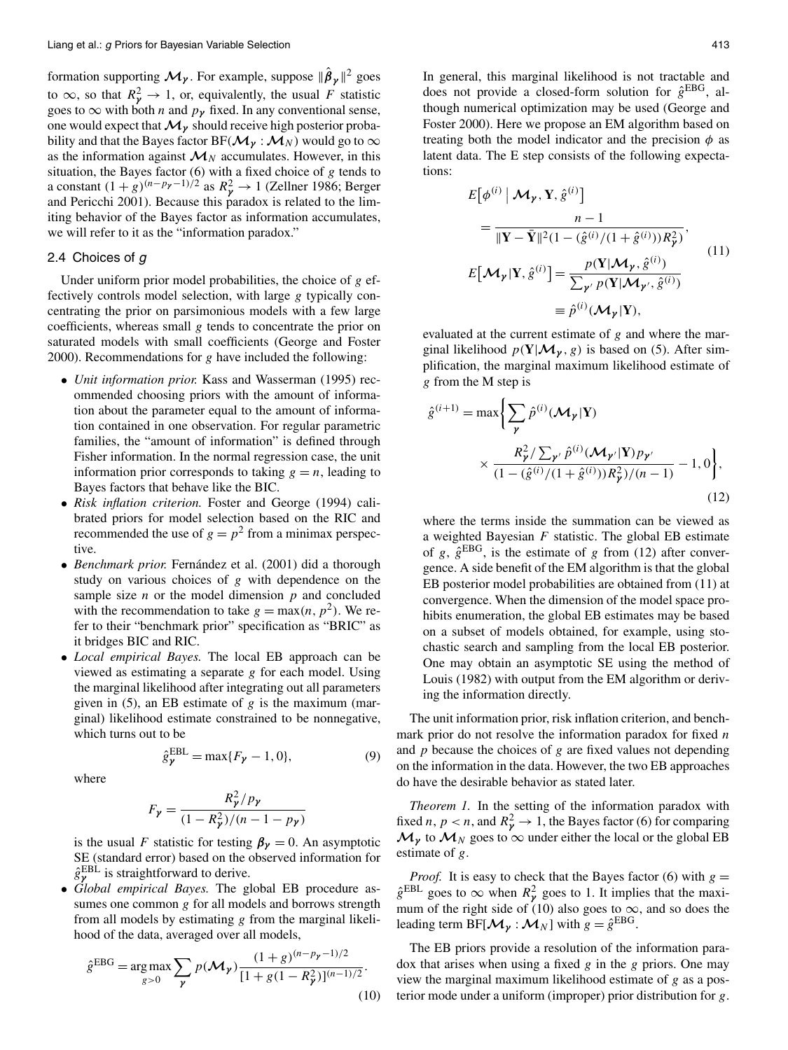formation supporting $\mathcal{M}_\gamma$. For example, suppose $\|\hat{\beta}_\gamma\|^2$ goes to $\infty$, so that $R^2_\gamma \to 1$, or, equivalently, the usual $F$ statistic goes to $\infty$ with both $n$ and $p_\gamma$ fixed. In any conventional sense, one would expect that $\mathcal{M}_\gamma$ should receive high posterior probability and that the Bayes factor $\mathrm{BF}(\mathcal{M}_\gamma : \mathcal{M}_N)$ would go to $\infty$ as the information against $\mathcal{M}_N$ accumulates. However, in this situation, the Bayes factor (6) with a fixed choice of $g$ tends to a constant $(1+g)^{(n-p_\gamma-1)/2}$ as $R^2_\gamma \to 1$ (Zellner 1986; Berger and Pericchi 2001). Because this paradox is related to the limiting behavior of the Bayes factor as information accumulates, we will refer to it as the "information paradox."

## 2.4 Choices of $g$

Under uniform prior model probabilities, the choice of $g$ effectively controls model selection, with large $g$ typically concentrating the prior on parsimonious models with a few large coefficients, whereas small $g$ tends to concentrate the prior on saturated models with small coefficients (George and Foster 2000). Recommendations for $g$ have included the following:

- *Unit information prior.* Kass and Wasserman (1995) recommended choosing priors with the amount of information about the parameter equal to the amount of information contained in one observation. For regular parametric families, the "amount of information" is defined through Fisher information. In the normal regression case, the unit information prior corresponds to taking $g = n$, leading to Bayes factors that behave like the BIC.
- *Risk inflation criterion.* Foster and George (1994) calibrated priors for model selection based on the RIC and recommended the use of $g = p^2$ from a minimax perspective.
- *Benchmark prior.* Fernández et al. (2001) did a thorough study on various choices of $g$ with dependence on the sample size $n$ or the model dimension $p$ and concluded with the recommendation to take $g = \max(n, p^2)$. We refer to their "benchmark prior" specification as "BRIC" as it bridges BIC and RIC.
- *Local empirical Bayes.* The local EB approach can be viewed as estimating a separate $g$ for each model. Using the marginal likelihood after integrating out all parameters given in (5), an EB estimate of $g$ is the maximum (marginal) likelihood estimate constrained to be nonnegative, which turns out to be
$$\hat{g}^{\mathrm{EBL}}_\gamma = \max\{F_\gamma - 1, 0\}, \tag{9}$$
where
$$F_\gamma = \frac{R^2_\gamma / p_\gamma}{(1 - R^2_\gamma)/(n - 1 - p_\gamma)}$$
is the usual $F$ statistic for testing $\beta_\gamma = 0$. An asymptotic SE (standard error) based on the observed information for $\hat{g}^{\mathrm{EBL}}_\gamma$ is straightforward to derive.
- *Global empirical Bayes.* The global EB procedure assumes one common $g$ for all models and borrows strength from all models by estimating $g$ from the marginal likelihood of the data, averaged over all models,
$$\hat{g}^{\mathrm{EBG}} = \underset{g>0}{\arg\max} \sum_\gamma p(\mathcal{M}_\gamma) \frac{(1+g)^{(n-p_\gamma-1)/2}}{[1 + g(1-R^2_\gamma)]^{(n-1)/2}}. \tag{10}$$

In general, this marginal likelihood is not tractable and does not provide a closed-form solution for $\hat{g}^{\mathrm{EBG}}$, although numerical optimization may be used (George and Foster 2000). Here we propose an EM algorithm based on treating both the model indicator and the precision $\phi$ as latent data. The E step consists of the following expectations:

$$\begin{aligned}
E\big[\phi^{(i)} \mid \mathcal{M}_\gamma, \mathbf{Y}, \hat{g}^{(i)}\big] &= \frac{n-1}{\|\mathbf{Y} - \bar{\mathbf{Y}}\|^2 (1 - (\hat{g}^{(i)}/(1+\hat{g}^{(i)})) R^2_\gamma)}, \\
E\big[\mathcal{M}_\gamma | \mathbf{Y}, \hat{g}^{(i)}\big] &= \frac{p(\mathbf{Y}|\mathcal{M}_\gamma, \hat{g}^{(i)})}{\sum_{\gamma'} p(\mathbf{Y}|\mathcal{M}_{\gamma'}, \hat{g}^{(i)})} \\
&\equiv \hat{p}^{(i)}(\mathcal{M}_\gamma|\mathbf{Y}),
\end{aligned} \tag{11}$$

evaluated at the current estimate of $g$ and where the marginal likelihood $p(\mathbf{Y}|\mathcal{M}_\gamma, g)$ is based on (5). After simplification, the marginal maximum likelihood estimate of $g$ from the M step is

$$\begin{aligned}
\hat{g}^{(i+1)} = \max\Bigg\{ &\sum_\gamma \hat{p}^{(i)}(\mathcal{M}_\gamma|\mathbf{Y}) \\
&\times \frac{R^2_\gamma / \sum_{\gamma'} \hat{p}^{(i)}(\mathcal{M}_{\gamma'}|\mathbf{Y}) p_{\gamma'}}{(1 - (\hat{g}^{(i)}/(1+\hat{g}^{(i)})) R^2_\gamma)/(n-1)} - 1, 0 \Bigg\},
\end{aligned} \tag{12}$$

where the terms inside the summation can be viewed as a weighted Bayesian $F$ statistic. The global EB estimate of $g$, $\hat{g}^{\mathrm{EBG}}$, is the estimate of $g$ from (12) after convergence. A side benefit of the EM algorithm is that the global EB posterior model probabilities are obtained from (11) at convergence. When the dimension of the model space prohibits enumeration, the global EB estimates may be based on a subset of models obtained, for example, using stochastic search and sampling from the local EB posterior. One may obtain an asymptotic SE using the method of Louis (1982) with output from the EM algorithm or deriving the information directly.

The unit information prior, risk inflation criterion, and benchmark prior do not resolve the information paradox for fixed $n$ and $p$ because the choices of $g$ are fixed values not depending on the information in the data. However, the two EB approaches do have the desirable behavior as stated later.

*Theorem 1.* In the setting of the information paradox with fixed $n$, $p < n$, and $R^2_\gamma \to 1$, the Bayes factor (6) for comparing $\mathcal{M}_\gamma$ to $\mathcal{M}_N$ goes to $\infty$ under either the local or the global EB estimate of $g$.

*Proof.* It is easy to check that the Bayes factor (6) with $g = \hat{g}^{\mathrm{EBL}}$ goes to $\infty$ when $R^2_\gamma$ goes to 1. It implies that the maximum of the right side of (10) also goes to $\infty$, and so does the leading term $\mathrm{BF}[\mathcal{M}_\gamma : \mathcal{M}_N]$ with $g = \hat{g}^{\mathrm{EBG}}$.

The EB priors provide a resolution of the information paradox that arises when using a fixed $g$ in the $g$ priors. One may view the marginal maximum likelihood estimate of $g$ as a posterior mode under a uniform (improper) prior distribution for $g$.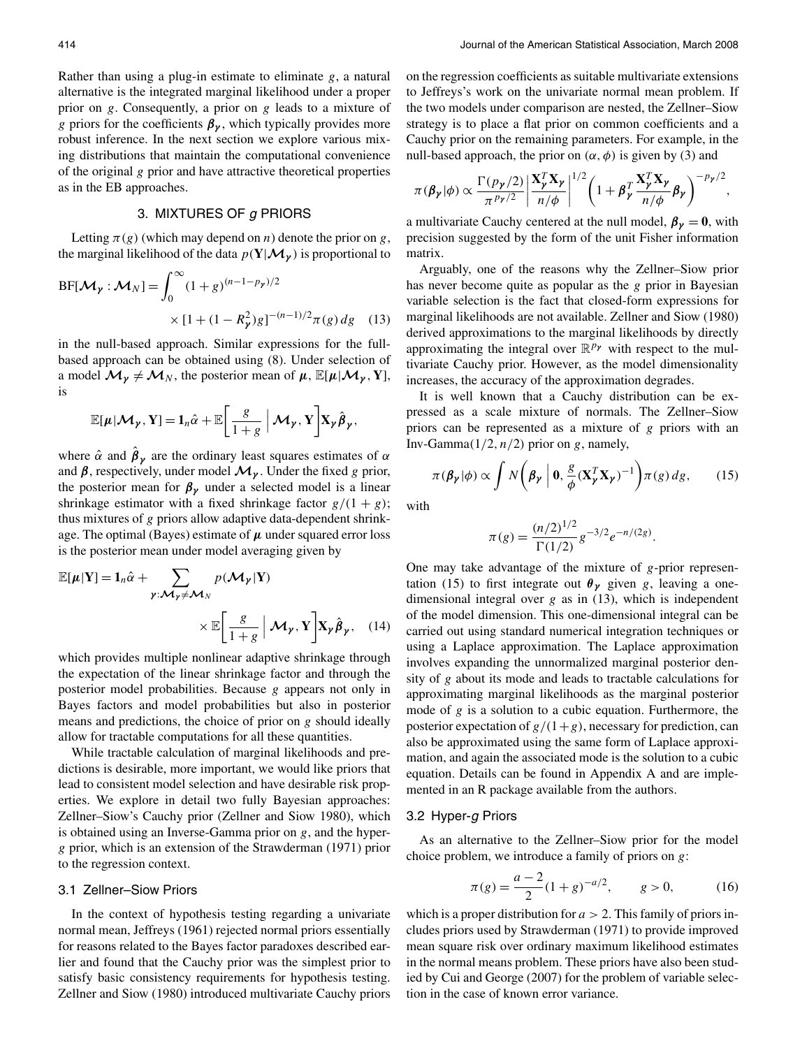Rather than using a plug-in estimate to eliminate $g$, a natural alternative is the integrated marginal likelihood under a proper prior on $g$. Consequently, a prior on $g$ leads to a mixture of $g$ priors for the coefficients $\boldsymbol{\beta}_{\boldsymbol{\gamma}}$, which typically provides more robust inference. In the next section we explore various mixing distributions that maintain the computational convenience of the original $g$ prior and have attractive theoretical properties as in the EB approaches.

## 3. MIXTURES OF $g$ PRIORS

Letting $\pi(g)$ (which may depend on $n$) denote the prior on $g$, the marginal likelihood of the data $p(\mathbf{Y}|\mathcal{M}_{\boldsymbol{\gamma}})$ is proportional to

$$\mathrm{BF}[\mathcal{M}_{\boldsymbol{\gamma}} : \mathcal{M}_N] = \int_0^\infty (1+g)^{(n-1-p_{\boldsymbol{\gamma}})/2} \times [1 + (1 - R_{\boldsymbol{\gamma}}^2)g]^{-(n-1)/2} \pi(g)\, dg \quad (13)$$

in the null-based approach. Similar expressions for the full-based approach can be obtained using (8). Under selection of a model $\mathcal{M}_{\boldsymbol{\gamma}} \neq \mathcal{M}_N$, the posterior mean of $\boldsymbol{\mu}$, $\mathbb{E}[\boldsymbol{\mu}|\mathcal{M}_{\boldsymbol{\gamma}}, \mathbf{Y}]$, is

$$\mathbb{E}[\boldsymbol{\mu}|\mathcal{M}_{\boldsymbol{\gamma}}, \mathbf{Y}] = \mathbf{1}_n \hat{\alpha} + \mathbb{E}\left[\frac{g}{1+g} \,\Big|\, \mathcal{M}_{\boldsymbol{\gamma}}, \mathbf{Y}\right] \mathbf{X}_{\boldsymbol{\gamma}} \hat{\boldsymbol{\beta}}_{\boldsymbol{\gamma}},$$

where $\hat{\alpha}$ and $\hat{\boldsymbol{\beta}}_{\boldsymbol{\gamma}}$ are the ordinary least squares estimates of $\alpha$ and $\boldsymbol{\beta}$, respectively, under model $\mathcal{M}_{\boldsymbol{\gamma}}$. Under the fixed $g$ prior, the posterior mean for $\boldsymbol{\beta}_{\boldsymbol{\gamma}}$ under a selected model is a linear shrinkage estimator with a fixed shrinkage factor $g/(1+g)$; thus mixtures of $g$ priors allow adaptive data-dependent shrinkage. The optimal (Bayes) estimate of $\boldsymbol{\mu}$ under squared error loss is the posterior mean under model averaging given by

$$\mathbb{E}[\boldsymbol{\mu}|\mathbf{Y}] = \mathbf{1}_n \hat{\alpha} + \sum_{\boldsymbol{\gamma}: \mathcal{M}_{\boldsymbol{\gamma}} \neq \mathcal{M}_N} p(\mathcal{M}_{\boldsymbol{\gamma}}|\mathbf{Y}) \times \mathbb{E}\left[\frac{g}{1+g} \,\Big|\, \mathcal{M}_{\boldsymbol{\gamma}}, \mathbf{Y}\right] \mathbf{X}_{\boldsymbol{\gamma}} \hat{\boldsymbol{\beta}}_{\boldsymbol{\gamma}}, \quad (14)$$

which provides multiple nonlinear adaptive shrinkage through the expectation of the linear shrinkage factor and through the posterior model probabilities. Because $g$ appears not only in Bayes factors and model probabilities but also in posterior means and predictions, the choice of prior on $g$ should ideally allow for tractable computations for all these quantities.

While tractable calculation of marginal likelihoods and predictions is desirable, more important, we would like priors that lead to consistent model selection and have desirable risk properties. We explore in detail two fully Bayesian approaches: Zellner–Siow's Cauchy prior (Zellner and Siow 1980), which is obtained using an Inverse-Gamma prior on $g$, and the hyper-$g$ prior, which is an extension of the Strawderman (1971) prior to the regression context.

### 3.1 Zellner–Siow Priors

In the context of hypothesis testing regarding a univariate normal mean, Jeffreys (1961) rejected normal priors essentially for reasons related to the Bayes factor paradoxes described earlier and found that the Cauchy prior was the simplest prior to satisfy basic consistency requirements for hypothesis testing. Zellner and Siow (1980) introduced multivariate Cauchy priors on the regression coefficients as suitable multivariate extensions to Jeffreys's work on the univariate normal mean problem. If the two models under comparison are nested, the Zellner–Siow strategy is to place a flat prior on common coefficients and a Cauchy prior on the remaining parameters. For example, in the null-based approach, the prior on $(\alpha, \phi)$ is given by (3) and

$$\pi(\boldsymbol{\beta}_{\boldsymbol{\gamma}}|\phi) \propto \frac{\Gamma(p_{\boldsymbol{\gamma}}/2)}{\pi^{p_{\boldsymbol{\gamma}}/2}} \left|\frac{\mathbf{X}_{\boldsymbol{\gamma}}^T \mathbf{X}_{\boldsymbol{\gamma}}}{n/\phi}\right|^{1/2} \left(1 + \boldsymbol{\beta}_{\boldsymbol{\gamma}}^T \frac{\mathbf{X}_{\boldsymbol{\gamma}}^T \mathbf{X}_{\boldsymbol{\gamma}}}{n/\phi} \boldsymbol{\beta}_{\boldsymbol{\gamma}}\right)^{-p_{\boldsymbol{\gamma}}/2},$$

a multivariate Cauchy centered at the null model, $\boldsymbol{\beta}_{\boldsymbol{\gamma}} = \mathbf{0}$, with precision suggested by the form of the unit Fisher information matrix.

Arguably, one of the reasons why the Zellner–Siow prior has never become quite as popular as the $g$ prior in Bayesian variable selection is the fact that closed-form expressions for marginal likelihoods are not available. Zellner and Siow (1980) derived approximations to the marginal likelihoods by directly approximating the integral over $\mathbb{R}^{p_{\boldsymbol{\gamma}}}$ with respect to the multivariate Cauchy prior. However, as the model dimensionality increases, the accuracy of the approximation degrades.

It is well known that a Cauchy distribution can be expressed as a scale mixture of normals. The Zellner–Siow priors can be represented as a mixture of $g$ priors with an Inv-Gamma$(1/2, n/2)$ prior on $g$, namely,

$$\pi(\boldsymbol{\beta}_{\boldsymbol{\gamma}}|\phi) \propto \int N\left(\boldsymbol{\beta}_{\boldsymbol{\gamma}} \,\Big|\, \mathbf{0}, \frac{g}{\phi}(\mathbf{X}_{\boldsymbol{\gamma}}^T \mathbf{X}_{\boldsymbol{\gamma}})^{-1}\right) \pi(g)\, dg, \quad (15)$$

with

$$\pi(g) = \frac{(n/2)^{1/2}}{\Gamma(1/2)} g^{-3/2} e^{-n/(2g)}.$$

One may take advantage of the mixture of $g$-prior representation (15) to first integrate out $\boldsymbol{\theta}_{\boldsymbol{\gamma}}$ given $g$, leaving a one-dimensional integral over $g$ as in (13), which is independent of the model dimension. This one-dimensional integral can be carried out using standard numerical integration techniques or using a Laplace approximation. The Laplace approximation involves expanding the unnormalized marginal posterior density of $g$ about its mode and leads to tractable calculations for approximating marginal likelihoods as the marginal posterior mode of $g$ is a solution to a cubic equation. Furthermore, the posterior expectation of $g/(1+g)$, necessary for prediction, can also be approximated using the same form of Laplace approximation, and again the associated mode is the solution to a cubic equation. Details can be found in Appendix A and are implemented in an R package available from the authors.

### 3.2 Hyper-$g$ Priors

As an alternative to the Zellner–Siow prior for the model choice problem, we introduce a family of priors on $g$:

$$\pi(g) = \frac{a-2}{2}(1+g)^{-a/2}, \qquad g > 0, \quad (16)$$

which is a proper distribution for $a > 2$. This family of priors includes priors used by Strawderman (1971) to provide improved mean square risk over ordinary maximum likelihood estimates in the normal means problem. These priors have also been studied by Cui and George (2007) for the problem of variable selection in the case of known error variance.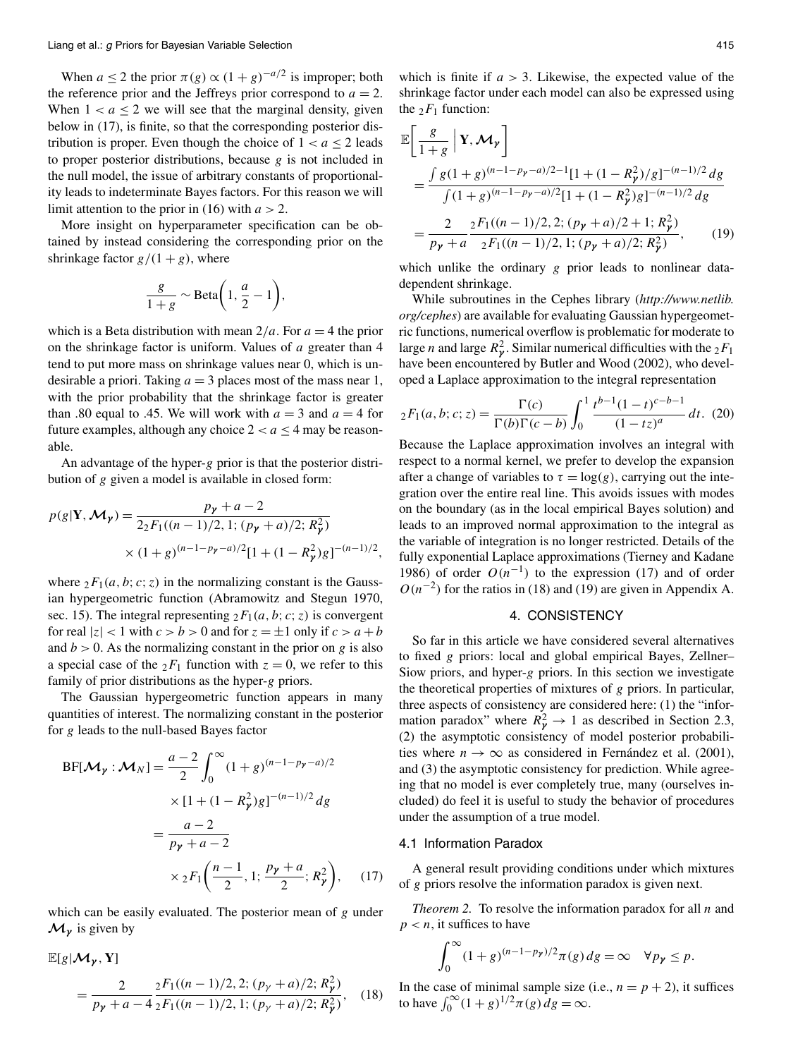When $a \leq 2$ the prior $\pi(g) \propto (1+g)^{-a/2}$ is improper; both the reference prior and the Jeffreys prior correspond to $a = 2$. When $1 < a \leq 2$ we will see that the marginal density, given below in (17), is finite, so that the corresponding posterior distribution is proper. Even though the choice of $1 < a \leq 2$ leads to proper posterior distributions, because $g$ is not included in the null model, the issue of arbitrary constants of proportionality leads to indeterminate Bayes factors. For this reason we will limit attention to the prior in (16) with $a > 2$.

More insight on hyperparameter specification can be obtained by instead considering the corresponding prior on the shrinkage factor $g/(1+g)$, where

$$\frac{g}{1+g} \sim \text{Beta}\left(1, \frac{a}{2} - 1\right),$$

which is a Beta distribution with mean $2/a$. For $a = 4$ the prior on the shrinkage factor is uniform. Values of $a$ greater than 4 tend to put more mass on shrinkage values near 0, which is undesirable a priori. Taking $a = 3$ places most of the mass near 1, with the prior probability that the shrinkage factor is greater than .80 equal to .45. We will work with $a = 3$ and $a = 4$ for future examples, although any choice $2 < a \leq 4$ may be reasonable.

An advantage of the hyper-$g$ prior is that the posterior distribution of $g$ given a model is available in closed form:

$$p(g|\mathbf{Y}, \mathcal{M}_\gamma) = \frac{p_\gamma + a - 2}{2\,{}_2F_1((n-1)/2, 1; (p_\gamma + a)/2; R^2_\gamma)} \times (1+g)^{(n-1-p_\gamma-a)/2}[1 + (1 - R^2_\gamma)g]^{-(n-1)/2},$$

where ${}_2F_1(a, b; c; z)$ in the normalizing constant is the Gaussian hypergeometric function (Abramowitz and Stegun 1970, sec. 15). The integral representing ${}_2F_1(a, b; c; z)$ is convergent for real $|z| < 1$ with $c > b > 0$ and for $z = \pm 1$ only if $c > a + b$ and $b > 0$. As the normalizing constant in the prior on $g$ is also a special case of the ${}_2F_1$ function with $z = 0$, we refer to this family of prior distributions as the hyper-$g$ priors.

The Gaussian hypergeometric function appears in many quantities of interest. The normalizing constant in the posterior for $g$ leads to the null-based Bayes factor

$$\begin{aligned}
\text{BF}[\mathcal{M}_\gamma : \mathcal{M}_N] &= \frac{a-2}{2} \int_0^\infty (1+g)^{(n-1-p_\gamma-a)/2} \\
&\quad \times [1 + (1 - R^2_\gamma)g]^{-(n-1)/2}\,dg \\
&= \frac{a-2}{p_\gamma + a - 2} \\
&\quad \times {}_2F_1\left(\frac{n-1}{2}, 1; \frac{p_\gamma + a}{2}; R^2_\gamma\right), \qquad (17)
\end{aligned}$$

which can be easily evaluated. The posterior mean of $g$ under $\mathcal{M}_\gamma$ is given by

$$\mathbb{E}[g|\mathcal{M}_\gamma, \mathbf{Y}] = \frac{2}{p_\gamma + a - 4} \frac{{}_2F_1((n-1)/2, 2; (p_\gamma + a)/2; R^2_\gamma)}{{}_2F_1((n-1)/2, 1; (p_\gamma + a)/2; R^2_\gamma)}, \qquad (18)$$

which is finite if $a > 3$. Likewise, the expected value of the shrinkage factor under each model can also be expressed using the ${}_2F_1$ function:

$$\begin{aligned}
\mathbb{E}\left[\frac{g}{1+g} \,\middle|\, \mathbf{Y}, \mathcal{M}_\gamma\right] &= \frac{\int g(1+g)^{(n-1-p_\gamma-a)/2-1}[1 + (1 - R^2_\gamma)/g]^{-(n-1)/2}\,dg}{\int (1+g)^{(n-1-p_\gamma-a)/2}[1 + (1 - R^2_\gamma)g]^{-(n-1)/2}\,dg} \\
&= \frac{2}{p_\gamma + a} \frac{{}_2F_1((n-1)/2, 2; (p_\gamma + a)/2 + 1; R^2_\gamma)}{{}_2F_1((n-1)/2, 1; (p_\gamma + a)/2; R^2_\gamma)}, \qquad (19)
\end{aligned}$$

which unlike the ordinary $g$ prior leads to nonlinear data-dependent shrinkage.

While subroutines in the Cephes library (*http://www.netlib.org/cephes*) are available for evaluating Gaussian hypergeometric functions, numerical overflow is problematic for moderate to large $n$ and large $R^2_\gamma$. Similar numerical difficulties with the ${}_2F_1$ have been encountered by Butler and Wood (2002), who developed a Laplace approximation to the integral representation

$${}_2F_1(a, b; c; z) = \frac{\Gamma(c)}{\Gamma(b)\Gamma(c-b)} \int_0^1 \frac{t^{b-1}(1-t)^{c-b-1}}{(1-tz)^a}\,dt. \qquad (20)$$

Because the Laplace approximation involves an integral with respect to a normal kernel, we prefer to develop the expansion after a change of variables to $\tau = \log(g)$, carrying out the integration over the entire real line. This avoids issues with modes on the boundary (as in the local empirical Bayes solution) and leads to an improved normal approximation to the integral as the variable of integration is no longer restricted. Details of the fully exponential Laplace approximations (Tierney and Kadane 1986) of order $O(n^{-1})$ to the expression (17) and of order $O(n^{-2})$ for the ratios in (18) and (19) are given in Appendix A.

## 4. CONSISTENCY

So far in this article we have considered several alternatives to fixed $g$ priors: local and global empirical Bayes, Zellner–Siow priors, and hyper-$g$ priors. In this section we investigate the theoretical properties of mixtures of $g$ priors. In particular, three aspects of consistency are considered here: (1) the "information paradox" where $R^2_\gamma \to 1$ as described in Section 2.3, (2) the asymptotic consistency of model posterior probabilities where $n \to \infty$ as considered in Fernández et al. (2001), and (3) the asymptotic consistency for prediction. While agreeing that no model is ever completely true, many (ourselves included) do feel it is useful to study the behavior of procedures under the assumption of a true model.

### 4.1 Information Paradox

A general result providing conditions under which mixtures of $g$ priors resolve the information paradox is given next.

*Theorem 2.* To resolve the information paradox for all $n$ and $p < n$, it suffices to have

$$\int_0^\infty (1+g)^{(n-1-p_\gamma)/2}\pi(g)\,dg = \infty \quad \forall p_\gamma \leq p.$$

In the case of minimal sample size (i.e., $n = p + 2$), it suffices to have $\int_0^\infty (1+g)^{1/2}\pi(g)\,dg = \infty$.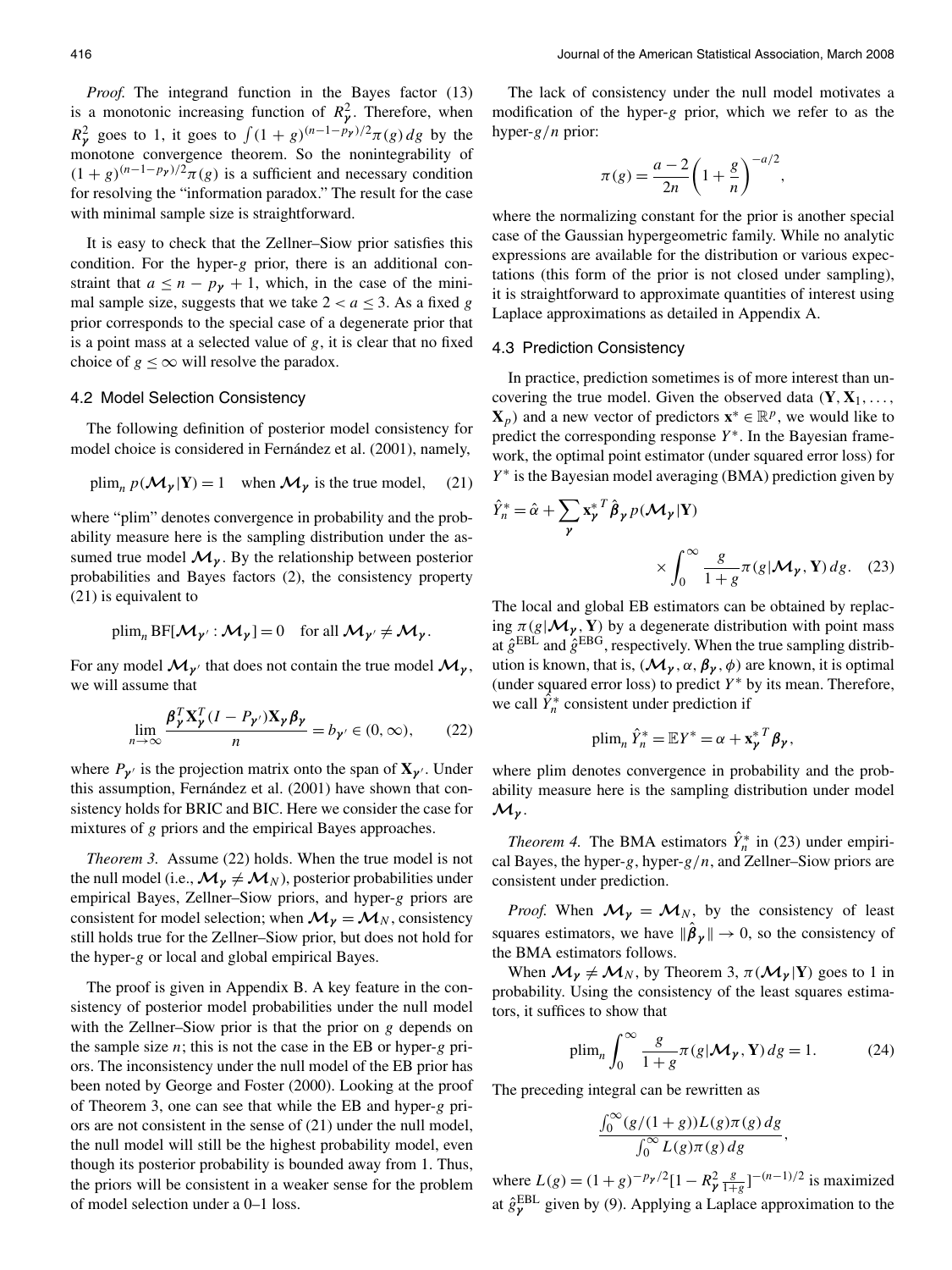*Proof.* The integrand function in the Bayes factor (13) is a monotonic increasing function of $R^2_{\boldsymbol{\gamma}}$. Therefore, when $R^2_{\boldsymbol{\gamma}}$ goes to 1, it goes to $\int (1+g)^{(n-1-p_{\boldsymbol{\gamma}})/2}\pi(g)\,dg$ by the monotone convergence theorem. So the nonintegrability of $(1+g)^{(n-1-p_{\boldsymbol{\gamma}})/2}\pi(g)$ is a sufficient and necessary condition for resolving the "information paradox." The result for the case with minimal sample size is straightforward.

It is easy to check that the Zellner–Siow prior satisfies this condition. For the hyper-$g$ prior, there is an additional constraint that $a \le n - p_{\boldsymbol{\gamma}} + 1$, which, in the case of the minimal sample size, suggests that we take $2 < a \le 3$. As a fixed $g$ prior corresponds to the special case of a degenerate prior that is a point mass at a selected value of $g$, it is clear that no fixed choice of $g \le \infty$ will resolve the paradox.

### 4.2 Model Selection Consistency

The following definition of posterior model consistency for model choice is considered in Fernández et al. (2001), namely,

$$\text{plim}_n\, p(\mathcal{M}_{\boldsymbol{\gamma}}|\mathbf{Y}) = 1 \quad \text{when } \mathcal{M}_{\boldsymbol{\gamma}} \text{ is the true model,} \tag{21}$$

where "plim" denotes convergence in probability and the probability measure here is the sampling distribution under the assumed true model $\mathcal{M}_{\boldsymbol{\gamma}}$. By the relationship between posterior probabilities and Bayes factors (2), the consistency property (21) is equivalent to

$$\text{plim}_n\, \text{BF}[\mathcal{M}_{\boldsymbol{\gamma}'} : \mathcal{M}_{\boldsymbol{\gamma}}] = 0 \quad \text{for all } \mathcal{M}_{\boldsymbol{\gamma}'} \neq \mathcal{M}_{\boldsymbol{\gamma}}.$$

For any model $\mathcal{M}_{\boldsymbol{\gamma}'}$ that does not contain the true model $\mathcal{M}_{\boldsymbol{\gamma}}$, we will assume that

$$\lim_{n\to\infty} \frac{\boldsymbol{\beta}^T_{\boldsymbol{\gamma}} \mathbf{X}^T_{\boldsymbol{\gamma}} (I - P_{\boldsymbol{\gamma}'}) \mathbf{X}_{\boldsymbol{\gamma}} \boldsymbol{\beta}_{\boldsymbol{\gamma}}}{n} = b_{\boldsymbol{\gamma}'} \in (0, \infty), \tag{22}$$

where $P_{\boldsymbol{\gamma}'}$ is the projection matrix onto the span of $\mathbf{X}_{\boldsymbol{\gamma}'}$. Under this assumption, Fernández et al. (2001) have shown that consistency holds for BRIC and BIC. Here we consider the case for mixtures of $g$ priors and the empirical Bayes approaches.

*Theorem 3.* Assume (22) holds. When the true model is not the null model (i.e., $\mathcal{M}_{\boldsymbol{\gamma}} \neq \mathcal{M}_N$), posterior probabilities under empirical Bayes, Zellner–Siow priors, and hyper-$g$ priors are consistent for model selection; when $\mathcal{M}_{\boldsymbol{\gamma}} = \mathcal{M}_N$, consistency still holds true for the Zellner–Siow prior, but does not hold for the hyper-$g$ or local and global empirical Bayes.

The proof is given in Appendix B. A key feature in the consistency of posterior model probabilities under the null model with the Zellner–Siow prior is that the prior on $g$ depends on the sample size $n$; this is not the case in the EB or hyper-$g$ priors. The inconsistency under the null model of the EB prior has been noted by George and Foster (2000). Looking at the proof of Theorem 3, one can see that while the EB and hyper-$g$ priors are not consistent in the sense of (21) under the null model, the null model will still be the highest probability model, even though its posterior probability is bounded away from 1. Thus, the priors will be consistent in a weaker sense for the problem of model selection under a 0–1 loss.

The lack of consistency under the null model motivates a modification of the hyper-$g$ prior, which we refer to as the hyper-$g/n$ prior:

$$\pi(g) = \frac{a-2}{2n}\left(1 + \frac{g}{n}\right)^{-a/2},$$

where the normalizing constant for the prior is another special case of the Gaussian hypergeometric family. While no analytic expressions are available for the distribution or various expectations (this form of the prior is not closed under sampling), it is straightforward to approximate quantities of interest using Laplace approximations as detailed in Appendix A.

### 4.3 Prediction Consistency

In practice, prediction sometimes is of more interest than uncovering the true model. Given the observed data $(\mathbf{Y}, \mathbf{X}_1, \ldots, \mathbf{X}_p)$ and a new vector of predictors $\mathbf{x}^* \in \mathbb{R}^p$, we would like to predict the corresponding response $Y^*$. In the Bayesian framework, the optimal point estimator (under squared error loss) for $Y^*$ is the Bayesian model averaging (BMA) prediction given by

$$\hat{Y}^*_n = \hat{\alpha} + \sum_{\boldsymbol{\gamma}} \mathbf{x}^{*T}_{\boldsymbol{\gamma}} \hat{\boldsymbol{\beta}}_{\boldsymbol{\gamma}}\, p(\mathcal{M}_{\boldsymbol{\gamma}}|\mathbf{Y}) \times \int_0^\infty \frac{g}{1+g}\pi(g|\mathcal{M}_{\boldsymbol{\gamma}}, \mathbf{Y})\,dg. \tag{23}$$

The local and global EB estimators can be obtained by replacing $\pi(g|\mathcal{M}_{\boldsymbol{\gamma}}, \mathbf{Y})$ by a degenerate distribution with point mass at $\hat{g}^{\text{EBL}}$ and $\hat{g}^{\text{EBG}}$, respectively. When the true sampling distribution is known, that is, $(\mathcal{M}_{\boldsymbol{\gamma}}, \alpha, \boldsymbol{\beta}_{\boldsymbol{\gamma}}, \phi)$ are known, it is optimal (under squared error loss) to predict $Y^*$ by its mean. Therefore, we call $\hat{Y}^*_n$ consistent under prediction if

$$\text{plim}_n\, \hat{Y}^*_n = \mathbb{E}Y^* = \alpha + \mathbf{x}^{*T}_{\boldsymbol{\gamma}} \boldsymbol{\beta}_{\boldsymbol{\gamma}},$$

where plim denotes convergence in probability and the probability measure here is the sampling distribution under model $\mathcal{M}_{\boldsymbol{\gamma}}$.

*Theorem 4.* The BMA estimators $\hat{Y}^*_n$ in (23) under empirical Bayes, the hyper-$g$, hyper-$g/n$, and Zellner–Siow priors are consistent under prediction.

*Proof.* When $\mathcal{M}_{\boldsymbol{\gamma}} = \mathcal{M}_N$, by the consistency of least squares estimators, we have $\|\hat{\boldsymbol{\beta}}_{\boldsymbol{\gamma}}\| \to 0$, so the consistency of the BMA estimators follows.

When $\mathcal{M}_{\boldsymbol{\gamma}} \neq \mathcal{M}_N$, by Theorem 3, $\pi(\mathcal{M}_{\boldsymbol{\gamma}}|\mathbf{Y})$ goes to 1 in probability. Using the consistency of the least squares estimators, it suffices to show that

$$\text{plim}_n \int_0^\infty \frac{g}{1+g}\pi(g|\mathcal{M}_{\boldsymbol{\gamma}}, \mathbf{Y})\,dg = 1. \tag{24}$$

The preceding integral can be rewritten as

$$\frac{\int_0^\infty (g/(1+g)) L(g)\pi(g)\,dg}{\int_0^\infty L(g)\pi(g)\,dg},$$

where $L(g) = (1+g)^{-p_{\boldsymbol{\gamma}}/2}[1 - R^2_{\boldsymbol{\gamma}} \frac{g}{1+g}]^{-(n-1)/2}$ is maximized at $\hat{g}^{\text{EBL}}_{\boldsymbol{\gamma}}$ given by (9). Applying a Laplace approximation to the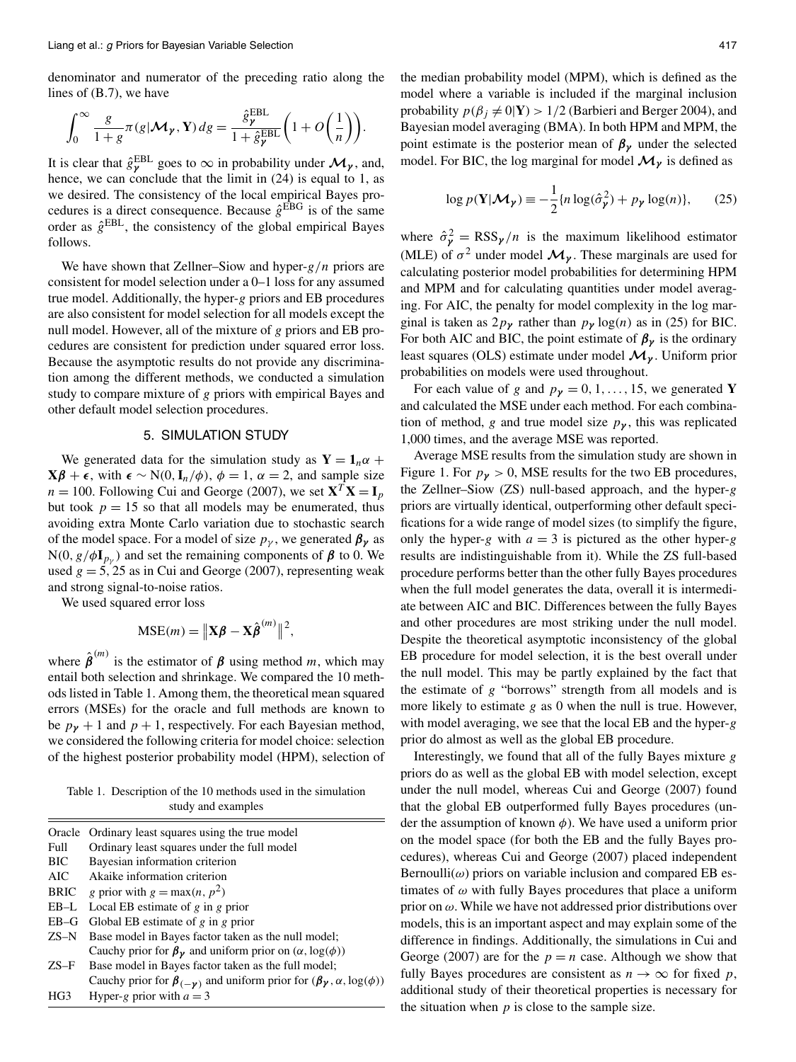denominator and numerator of the preceding ratio along the lines of (B.7), we have

$$\int_0^\infty \frac{g}{1+g}\pi(g|\mathcal{M}_\gamma, \mathbf{Y})\,dg = \frac{\hat{g}_\gamma^{\mathrm{EBL}}}{1+\hat{g}_\gamma^{\mathrm{EBL}}}\left(1 + O\left(\frac{1}{n}\right)\right).$$

It is clear that $\hat{g}_\gamma^{\mathrm{EBL}}$ goes to $\infty$ in probability under $\mathcal{M}_\gamma$, and, hence, we can conclude that the limit in (24) is equal to 1, as we desired. The consistency of the local empirical Bayes procedures is a direct consequence. Because $\hat{g}^{\mathrm{EBG}}$ is of the same order as $\hat{g}^{\mathrm{EBL}}$, the consistency of the global empirical Bayes follows.

We have shown that Zellner–Siow and hyper-$g/n$ priors are consistent for model selection under a 0–1 loss for any assumed true model. Additionally, the hyper-$g$ priors and EB procedures are also consistent for model selection for all models except the null model. However, all of the mixture of $g$ priors and EB procedures are consistent for prediction under squared error loss. Because the asymptotic results do not provide any discrimination among the different methods, we conducted a simulation study to compare mixture of $g$ priors with empirical Bayes and other default model selection procedures.

## 5. SIMULATION STUDY

We generated data for the simulation study as $\mathbf{Y} = \mathbf{1}_n\alpha + \mathbf{X}\boldsymbol{\beta} + \boldsymbol{\epsilon}$, with $\boldsymbol{\epsilon} \sim \mathrm{N}(0, \mathbf{I}_n/\phi)$, $\phi = 1$, $\alpha = 2$, and sample size $n = 100$. Following Cui and George (2007), we set $\mathbf{X}^T\mathbf{X} = \mathbf{I}_p$ but took $p = 15$ so that all models may be enumerated, thus avoiding extra Monte Carlo variation due to stochastic search of the model space. For a model of size $p_\gamma$, we generated $\boldsymbol{\beta}_\gamma$ as $\mathrm{N}(0, g/\phi \mathbf{I}_{p_\gamma})$ and set the remaining components of $\boldsymbol{\beta}$ to 0. We used $g = 5, 25$ as in Cui and George (2007), representing weak and strong signal-to-noise ratios.

We used squared error loss

$$\mathrm{MSE}(m) = \left\|\mathbf{X}\boldsymbol{\beta} - \mathbf{X}\hat{\boldsymbol{\beta}}^{(m)}\right\|^2,$$

where $\hat{\boldsymbol{\beta}}^{(m)}$ is the estimator of $\boldsymbol{\beta}$ using method $m$, which may entail both selection and shrinkage. We compared the 10 methods listed in Table 1. Among them, the theoretical mean squared errors (MSEs) for the oracle and full methods are known to be $p_\gamma + 1$ and $p + 1$, respectively. For each Bayesian method, we considered the following criteria for model choice: selection of the highest posterior probability model (HPM), selection of the median probability model (MPM), which is defined as the model where a variable is included if the marginal inclusion probability $p(\beta_j \neq 0|\mathbf{Y}) > 1/2$ (Barbieri and Berger 2004), and Bayesian model averaging (BMA). In both HPM and MPM, the point estimate is the posterior mean of $\boldsymbol{\beta}_\gamma$ under the selected model. For BIC, the log marginal for model $\mathcal{M}_\gamma$ is defined as

$$\log p(\mathbf{Y}|\mathcal{M}_\gamma) \equiv -\frac{1}{2}\{n \log(\hat{\sigma}_\gamma^2) + p_\gamma \log(n)\}, \tag{25}$$

where $\hat{\sigma}_\gamma^2 = \mathrm{RSS}_\gamma/n$ is the maximum likelihood estimator (MLE) of $\sigma^2$ under model $\mathcal{M}_\gamma$. These marginals are used for calculating posterior model probabilities for determining HPM and MPM and for calculating quantities under model averaging. For AIC, the penalty for model complexity in the log marginal is taken as $2p_\gamma$ rather than $p_\gamma \log(n)$ as in (25) for BIC. For both AIC and BIC, the point estimate of $\boldsymbol{\beta}_\gamma$ is the ordinary least squares (OLS) estimate under model $\mathcal{M}_\gamma$. Uniform prior probabilities on models were used throughout.

For each value of $g$ and $p_\gamma = 0, 1, \ldots, 15$, we generated $\mathbf{Y}$ and calculated the MSE under each method. For each combination of method, $g$ and true model size $p_\gamma$, this was replicated 1,000 times, and the average MSE was reported.

Average MSE results from the simulation study are shown in Figure 1. For $p_\gamma > 0$, MSE results for the two EB procedures, the Zellner–Siow (ZS) null-based approach, and the hyper-$g$ priors are virtually identical, outperforming other default specifications for a wide range of model sizes (to simplify the figure, only the hyper-$g$ with $a = 3$ is pictured as the other hyper-$g$ results are indistinguishable from it). While the ZS full-based procedure performs better than the other fully Bayes procedures when the full model generates the data, overall it is intermediate between AIC and BIC. Differences between the fully Bayes and other procedures are most striking under the null model. Despite the theoretical asymptotic inconsistency of the global EB procedure for model selection, it is the best overall under the null model. This may be partly explained by the fact that the estimate of $g$ "borrows" strength from all models and is more likely to estimate $g$ as 0 when the null is true. However, with model averaging, we see that the local EB and the hyper-$g$ prior do almost as well as the global EB procedure.

Interestingly, we found that all of the fully Bayes mixture $g$ priors do as well as the global EB with model selection, except under the null model, whereas Cui and George (2007) found that the global EB outperformed fully Bayes procedures (under the assumption of known $\phi$). We have used a uniform prior on the model space (for both the EB and the fully Bayes procedures), whereas Cui and George (2007) placed independent Bernoulli($\omega$) priors on variable inclusion and compared EB estimates of $\omega$ with fully Bayes procedures that place a uniform prior on $\omega$. While we have not addressed prior distributions over models, this is an important aspect and may explain some of the difference in findings. Additionally, the simulations in Cui and George (2007) are for the $p = n$ case. Although we show that fully Bayes procedures are consistent as $n \to \infty$ for fixed $p$, additional study of their theoretical properties is necessary for the situation when $p$ is close to the sample size.

Table 1. Description of the 10 methods used in the simulation study and examples

| Method | Description |
| --- | --- |
| Oracle | Ordinary least squares using the true model |
| Full | Ordinary least squares under the full model |
| BIC | Bayesian information criterion |
| AIC | Akaike information criterion |
| BRIC | $g$ prior with $g = \max(n, p^2)$ |
| EB–L | Local EB estimate of $g$ in $g$ prior |
| EB–G | Global EB estimate of $g$ in $g$ prior |
| ZS–N | Base model in Bayes factor taken as the null model; Cauchy prior for $\boldsymbol{\beta}_\gamma$ and uniform prior on $(\alpha, \log(\phi))$ |
| ZS–F | Base model in Bayes factor taken as the full model; Cauchy prior for $\boldsymbol{\beta}_{(-\gamma)}$ and uniform prior for $(\boldsymbol{\beta}_\gamma, \alpha, \log(\phi))$ |
| HG3 | Hyper-$g$ prior with $a = 3$ |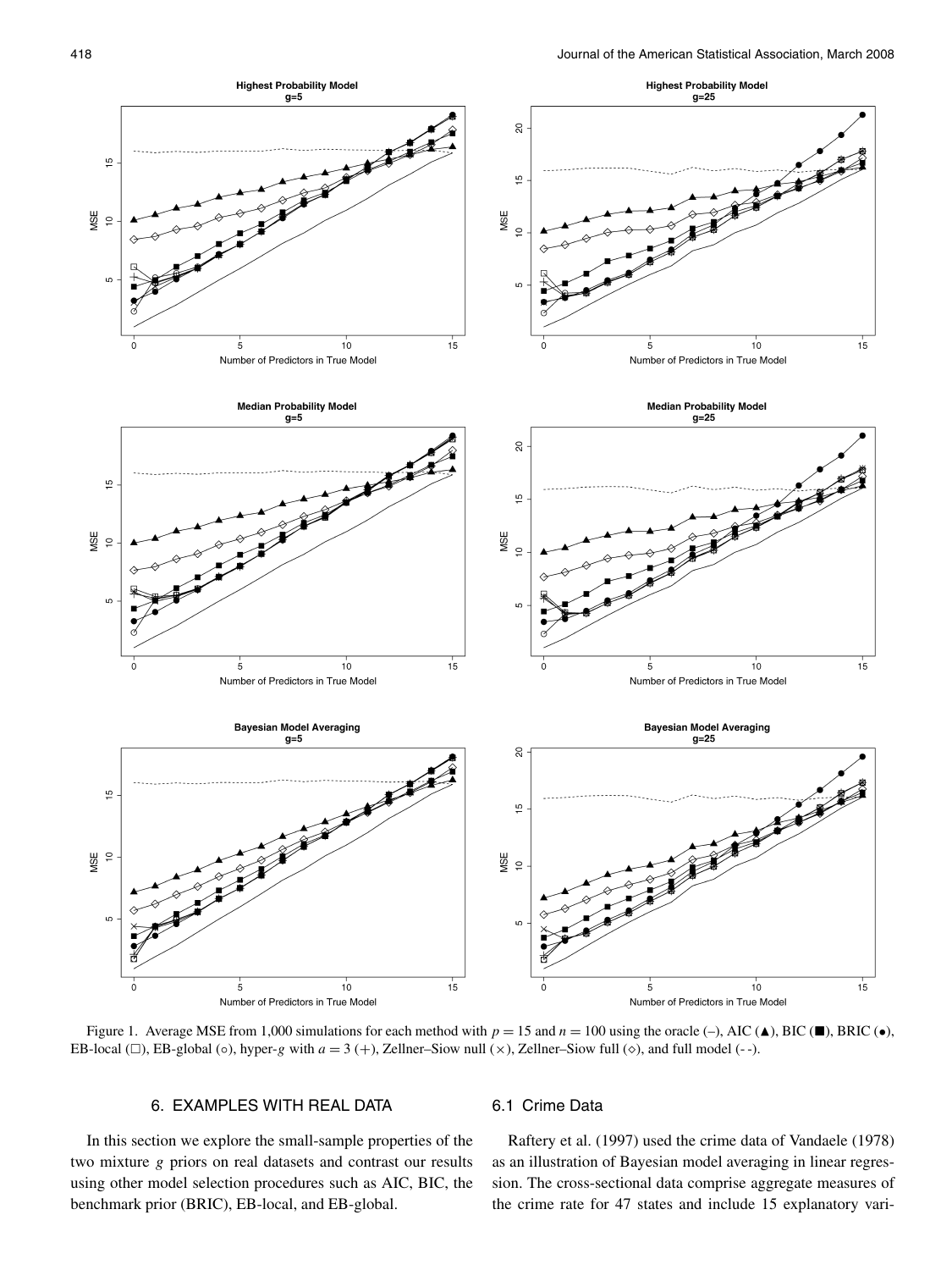Figure 1. Average MSE from 1,000 simulations for each method with $p = 15$ and $n = 100$ using the oracle (–), AIC (▲), BIC (■), BRIC (●), EB-local (□), EB-global (○), hyper-$g$ with $a = 3$ (+), Zellner–Siow null (×), Zellner–Siow full (◇), and full model (- -).

## 6. EXAMPLES WITH REAL DATA

In this section we explore the small-sample properties of the two mixture $g$ priors on real datasets and contrast our results using other model selection procedures such as AIC, BIC, the benchmark prior (BRIC), EB-local, and EB-global.

### 6.1 Crime Data

Raftery et al. (1997) used the crime data of Vandaele (1978) as an illustration of Bayesian model averaging in linear regression. The cross-sectional data comprise aggregate measures of the crime rate for 47 states and include 15 explanatory vari-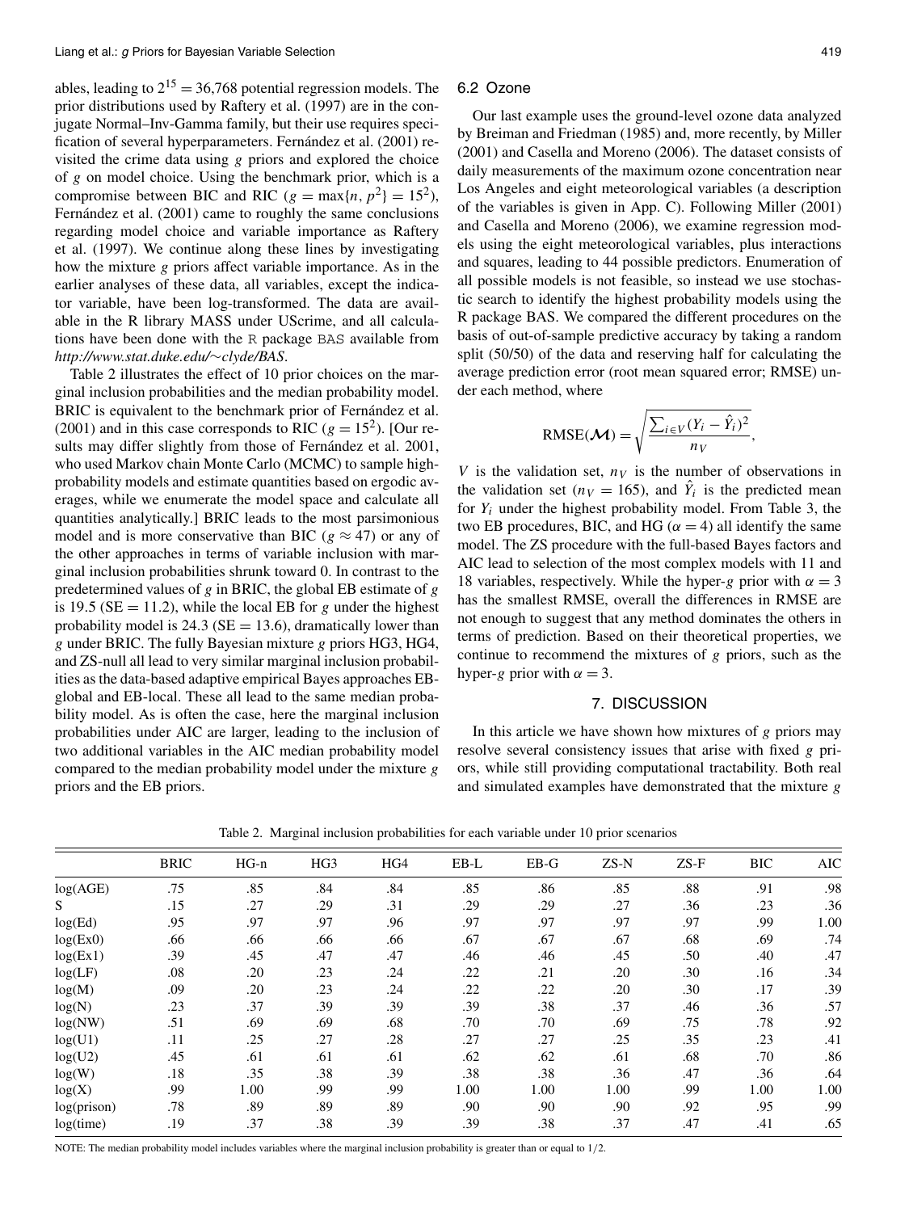ables, leading to $2^{15} = 36{,}768$ potential regression models. The prior distributions used by Raftery et al. (1997) are in the conjugate Normal–Inv-Gamma family, but their use requires specification of several hyperparameters. Fernández et al. (2001) revisited the crime data using $g$ priors and explored the choice of $g$ on model choice. Using the benchmark prior, which is a compromise between BIC and RIC ($g = \max\{n, p^2\} = 15^2$), Fernández et al. (2001) came to roughly the same conclusions regarding model choice and variable importance as Raftery et al. (1997). We continue along these lines by investigating how the mixture $g$ priors affect variable importance. As in the earlier analyses of these data, all variables, except the indicator variable, have been log-transformed. The data are available in the R library MASS under UScrime, and all calculations have been done with the R package BAS available from *http://www.stat.duke.edu/~clyde/BAS*.

Table 2 illustrates the effect of 10 prior choices on the marginal inclusion probabilities and the median probability model. BRIC is equivalent to the benchmark prior of Fernández et al. (2001) and in this case corresponds to RIC ($g = 15^2$). [Our results may differ slightly from those of Fernández et al. 2001, who used Markov chain Monte Carlo (MCMC) to sample high-probability models and estimate quantities based on ergodic averages, while we enumerate the model space and calculate all quantities analytically.] BRIC leads to the most parsimonious model and is more conservative than BIC ($g \approx 47$) or any of the other approaches in terms of variable inclusion with marginal inclusion probabilities shrunk toward 0. In contrast to the predetermined values of $g$ in BRIC, the global EB estimate of $g$ is 19.5 (SE = 11.2), while the local EB for $g$ under the highest probability model is 24.3 (SE = 13.6), dramatically lower than $g$ under BRIC. The fully Bayesian mixture $g$ priors HG3, HG4, and ZS-null all lead to very similar marginal inclusion probabilities as the data-based adaptive empirical Bayes approaches EB-global and EB-local. These all lead to the same median probability model. As is often the case, here the marginal inclusion probabilities under AIC are larger, leading to the inclusion of two additional variables in the AIC median probability model compared to the median probability model under the mixture $g$ priors and the EB priors.

### 6.2 Ozone

Our last example uses the ground-level ozone data analyzed by Breiman and Friedman (1985) and, more recently, by Miller (2001) and Casella and Moreno (2006). The dataset consists of daily measurements of the maximum ozone concentration near Los Angeles and eight meteorological variables (a description of the variables is given in App. C). Following Miller (2001) and Casella and Moreno (2006), we examine regression models using the eight meteorological variables, plus interactions and squares, leading to 44 possible predictors. Enumeration of all possible models is not feasible, so instead we use stochastic search to identify the highest probability models using the R package BAS. We compared the different procedures on the basis of out-of-sample predictive accuracy by taking a random split (50/50) of the data and reserving half for calculating the average prediction error (root mean squared error; RMSE) under each method, where

$$\mathrm{RMSE}(\mathcal{M}) = \sqrt{\frac{\sum_{i \in V}(Y_i - \hat{Y}_i)^2}{n_V}},$$

$V$ is the validation set, $n_V$ is the number of observations in the validation set ($n_V = 165$), and $\hat{Y}_i$ is the predicted mean for $Y_i$ under the highest probability model. From Table 3, the two EB procedures, BIC, and HG ($\alpha = 4$) all identify the same model. The ZS procedure with the full-based Bayes factors and AIC lead to selection of the most complex models with 11 and 18 variables, respectively. While the hyper-$g$ prior with $\alpha = 3$ has the smallest RMSE, overall the differences in RMSE are not enough to suggest that any method dominates the others in terms of prediction. Based on their theoretical properties, we continue to recommend the mixtures of $g$ priors, such as the hyper-$g$ prior with $\alpha = 3$.

## 7. DISCUSSION

In this article we have shown how mixtures of $g$ priors may resolve several consistency issues that arise with fixed $g$ priors, while still providing computational tractability. Both real and simulated examples have demonstrated that the mixture $g$

Table 2. Marginal inclusion probabilities for each variable under 10 prior scenarios

| | BRIC | HG-n | HG3 | HG4 | EB-L | EB-G | ZS-N | ZS-F | BIC | AIC |
|---|---|---|---|---|---|---|---|---|---|---|
| log(AGE) | .75 | .85 | .84 | .84 | .85 | .86 | .85 | .88 | .91 | .98 |
| S | .15 | .27 | .29 | .31 | .29 | .29 | .27 | .36 | .23 | .36 |
| log(Ed) | .95 | .97 | .97 | .96 | .97 | .97 | .97 | .97 | .99 | 1.00 |
| log(Ex0) | .66 | .66 | .66 | .66 | .67 | .67 | .67 | .68 | .69 | .74 |
| log(Ex1) | .39 | .45 | .47 | .47 | .46 | .46 | .45 | .50 | .40 | .47 |
| log(LF) | .08 | .20 | .23 | .24 | .22 | .21 | .20 | .30 | .16 | .34 |
| log(M) | .09 | .20 | .23 | .24 | .22 | .22 | .20 | .30 | .17 | .39 |
| log(N) | .23 | .37 | .39 | .39 | .39 | .38 | .37 | .46 | .36 | .57 |
| log(NW) | .51 | .69 | .69 | .68 | .70 | .70 | .69 | .75 | .78 | .92 |
| log(U1) | .11 | .25 | .27 | .28 | .27 | .27 | .25 | .35 | .23 | .41 |
| log(U2) | .45 | .61 | .61 | .61 | .62 | .62 | .61 | .68 | .70 | .86 |
| log(W) | .18 | .35 | .38 | .39 | .38 | .38 | .36 | .47 | .36 | .64 |
| log(X) | .99 | 1.00 | .99 | .99 | 1.00 | 1.00 | 1.00 | .99 | 1.00 | 1.00 |
| log(prison) | .78 | .89 | .89 | .89 | .90 | .90 | .90 | .92 | .95 | .99 |
| log(time) | .19 | .37 | .38 | .39 | .39 | .38 | .37 | .47 | .41 | .65 |

NOTE: The median probability model includes variables where the marginal inclusion probability is greater than or equal to 1/2.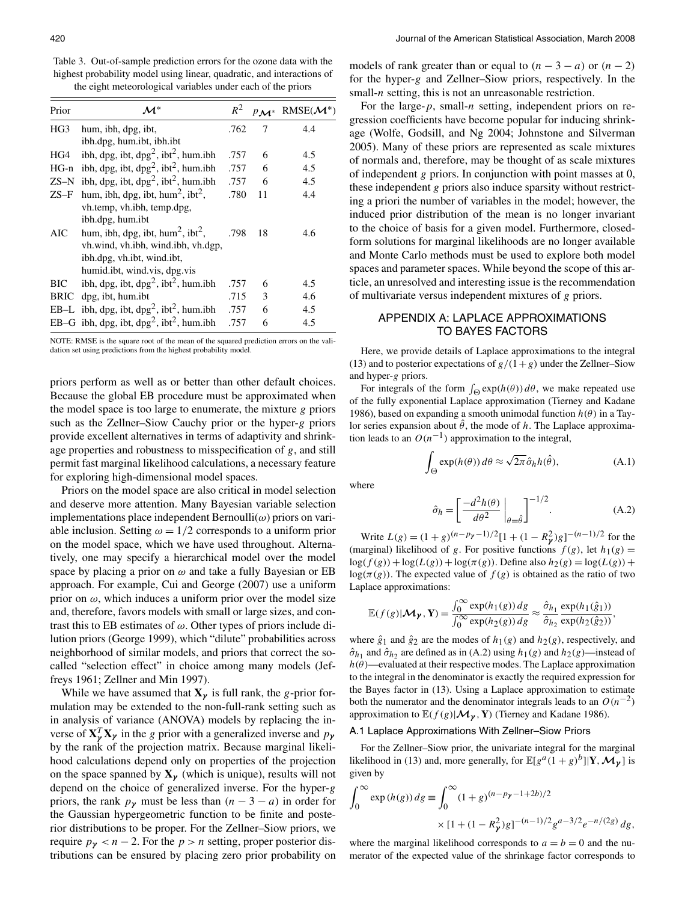Table 3. Out-of-sample prediction errors for the ozone data with the highest probability model using linear, quadratic, and interactions of the eight meteorological variables under each of the priors

| Prior | $\mathcal{M}^*$ | $R^2$ | $p_{\mathcal{M}^*}$ | RMSE($\mathcal{M}^*$) |
| --- | --- | --- | --- | --- |
| HG3 | hum, ibh, dpg, ibt, ibh.dpg, hum.ibt, ibh.ibt | .762 | 7 | 4.4 |
| HG4 | ibh, dpg, ibt, dpg$^2$, ibt$^2$, hum.ibh | .757 | 6 | 4.5 |
| HG-n | ibh, dpg, ibt, dpg$^2$, ibt$^2$, hum.ibh | .757 | 6 | 4.5 |
| ZS–N | ibh, dpg, ibt, dpg$^2$, ibt$^2$, hum.ibh | .757 | 6 | 4.5 |
| ZS–F | hum, ibh, dpg, ibt, hum$^2$, ibt$^2$, vh.temp, vh.ibh, temp.dpg, ibh.dpg, hum.ibt | .780 | 11 | 4.4 |
| AIC | hum, ibh, dpg, ibt, hum$^2$, ibt$^2$, vh.wind, vh.ibh, wind.ibh, vh.dgp, ibh.dpg, vh.ibt, wind.ibt, humid.ibt, wind.vis, dpg.vis | .798 | 18 | 4.6 |
| BIC | ibh, dpg, ibt, dpg$^2$, ibt$^2$, hum.ibh | .757 | 6 | 4.5 |
| BRIC | dpg, ibt, hum.ibt | .715 | 3 | 4.6 |
| EB–L | ibh, dpg, ibt, dpg$^2$, ibt$^2$, hum.ibh | .757 | 6 | 4.5 |
| EB–G | ibh, dpg, ibt, dpg$^2$, ibt$^2$, hum.ibh | .757 | 6 | 4.5 |

NOTE: RMSE is the square root of the mean of the squared prediction errors on the validation set using predictions from the highest probability model.

priors perform as well as or better than other default choices. Because the global EB procedure must be approximated when the model space is too large to enumerate, the mixture $g$ priors such as the Zellner–Siow Cauchy prior or the hyper-$g$ priors provide excellent alternatives in terms of adaptivity and shrinkage properties and robustness to misspecification of $g$, and still permit fast marginal likelihood calculations, a necessary feature for exploring high-dimensional model spaces.

Priors on the model space are also critical in model selection and deserve more attention. Many Bayesian variable selection implementations place independent Bernoulli($\omega$) priors on variable inclusion. Setting $\omega = 1/2$ corresponds to a uniform prior on the model space, which we have used throughout. Alternatively, one may specify a hierarchical model over the model space by placing a prior on $\omega$ and take a fully Bayesian or EB approach. For example, Cui and George (2007) use a uniform prior on $\omega$, which induces a uniform prior over the model size and, therefore, favors models with small or large sizes, and contrast this to EB estimates of $\omega$. Other types of priors include dilution priors (George 1999), which "dilute" probabilities across neighborhood of similar models, and priors that correct the so-called "selection effect" in choice among many models (Jeffreys 1961; Zellner and Min 1997).

While we have assumed that $\mathbf{X}_\gamma$ is full rank, the $g$-prior formulation may be extended to the non-full-rank setting such as in analysis of variance (ANOVA) models by replacing the inverse of $\mathbf{X}_\gamma^T\mathbf{X}_\gamma$ in the $g$ prior with a generalized inverse and $p_\gamma$ by the rank of the projection matrix. Because marginal likelihood calculations depend only on properties of the projection on the space spanned by $\mathbf{X}_\gamma$ (which is unique), results will not depend on the choice of generalized inverse. For the hyper-$g$ priors, the rank $p_\gamma$ must be less than $(n - 3 - a)$ in order for the Gaussian hypergeometric function to be finite and posterior distributions to be proper. For the Zellner–Siow priors, we require $p_\gamma < n - 2$. For the $p > n$ setting, proper posterior distributions can be ensured by placing zero prior probability on models of rank greater than or equal to $(n - 3 - a)$ or $(n - 2)$ for the hyper-$g$ and Zellner–Siow priors, respectively. In the small-$n$ setting, this is not an unreasonable restriction.

For the large-$p$, small-$n$ setting, independent priors on regression coefficients have become popular for inducing shrinkage (Wolfe, Godsill, and Ng 2004; Johnstone and Silverman 2005). Many of these priors are represented as scale mixtures of normals and, therefore, may be thought of as scale mixtures of independent $g$ priors. In conjunction with point masses at 0, these independent $g$ priors also induce sparsity without restricting a priori the number of variables in the model; however, the induced prior distribution of the mean is no longer invariant to the choice of basis for a given model. Furthermore, closed-form solutions for marginal likelihoods are no longer available and Monte Carlo methods must be used to explore both model spaces and parameter spaces. While beyond the scope of this article, an unresolved and interesting issue is the recommendation of multivariate versus independent mixtures of $g$ priors.

## APPENDIX A: LAPLACE APPROXIMATIONS TO BAYES FACTORS

Here, we provide details of Laplace approximations to the integral (13) and to posterior expectations of $g/(1+g)$ under the Zellner–Siow and hyper-$g$ priors.

For integrals of the form $\int_\Theta \exp(h(\theta))\,d\theta$, we make repeated use of the fully exponential Laplace approximation (Tierney and Kadane 1986), based on expanding a smooth unimodal function $h(\theta)$ in a Taylor series expansion about $\hat{\theta}$, the mode of $h$. The Laplace approximation leads to an $O(n^{-1})$ approximation to the integral,

$$\int_\Theta \exp(h(\theta))\,d\theta \approx \sqrt{2\pi}\,\hat{\sigma}_h h(\hat{\theta}), \tag{A.1}$$

where

$$\hat{\sigma}_h = \left[\frac{-d^2 h(\theta)}{d\theta^2}\bigg|_{\theta=\hat{\theta}}\right]^{-1/2}. \tag{A.2}$$

Write $L(g) = (1+g)^{(n-p_\gamma-1)/2}[1 + (1-R_\gamma^2)g]^{-(n-1)/2}$ for the (marginal) likelihood of $g$. For positive functions $f(g)$, let $h_1(g) = \log(f(g)) + \log(L(g)) + \log(\pi(g))$. Define also $h_2(g) = \log(L(g)) + \log(\pi(g))$. The expected value of $f(g)$ is obtained as the ratio of two Laplace approximations:

$$\mathbb{E}(f(g)|\mathcal{M}_\gamma, \mathbf{Y}) = \frac{\int_0^\infty \exp(h_1(g))\,dg}{\int_0^\infty \exp(h_2(g))\,dg} \approx \frac{\hat{\sigma}_{h_1}}{\hat{\sigma}_{h_2}}\frac{\exp(h_1(\hat{g}_1))}{\exp(h_2(\hat{g}_2))},$$

where $\hat{g}_1$ and $\hat{g}_2$ are the modes of $h_1(g)$ and $h_2(g)$, respectively, and $\hat{\sigma}_{h_1}$ and $\hat{\sigma}_{h_2}$ are defined as in (A.2) using $h_1(g)$ and $h_2(g)$—instead of $h(\theta)$—evaluated at their respective modes. The Laplace approximation to the integral in the denominator is exactly the required expression for the Bayes factor in (13). Using a Laplace approximation to estimate both the numerator and the denominator integrals leads to an $O(n^{-2})$ approximation to $\mathbb{E}(f(g)|\mathcal{M}_\gamma, \mathbf{Y})$ (Tierney and Kadane 1986).

### A.1 Laplace Approximations With Zellner–Siow Priors

For the Zellner–Siow prior, the univariate integral for the marginal likelihood in (13) and, more generally, for $\mathbb{E}[g^a(1+g)^b]|\mathbf{Y}, \mathcal{M}_\gamma]$ is given by

$$\int_0^\infty \exp(h(g))\,dg \equiv \int_0^\infty (1+g)^{(n-p_\gamma-1+2b)/2} \times [1 + (1-R_\gamma^2)g]^{-(n-1)/2} g^{a-3/2} e^{-n/(2g)}\,dg,$$

where the marginal likelihood corresponds to $a = b = 0$ and the numerator of the expected value of the shrinkage factor corresponds to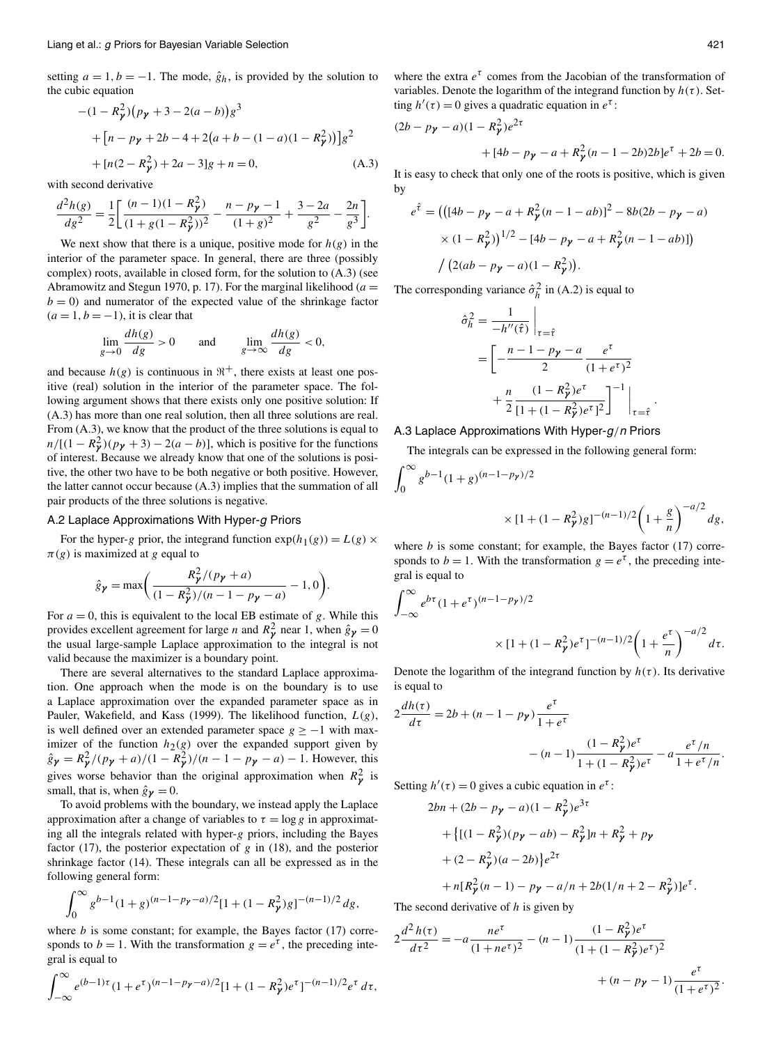setting $a = 1, b = -1$. The mode, $\hat{g}_h$, is provided by the solution to the cubic equation

$$
\begin{aligned}
&-(1-R_{\gamma}^2)\big(p_{\gamma}+3-2(a-b)\big)g^3 \\
&\quad + \big[n - p_{\gamma} + 2b - 4 + 2\big(a + b - (1-a)(1-R_{\gamma}^2)\big)\big]g^2 \\
&\quad + [n(2-R_{\gamma}^2) + 2a - 3]g + n = 0, \qquad \text{(A.3)}
\end{aligned}
$$

with second derivative

$$
\frac{d^2h(g)}{dg^2} = \frac{1}{2}\left[\frac{(n-1)(1-R_{\gamma}^2)}{(1+g(1-R_{\gamma}^2))^2} - \frac{n-p_{\gamma}-1}{(1+g)^2} + \frac{3-2a}{g^2} - \frac{2n}{g^3}\right].
$$

We next show that there is a unique, positive mode for $h(g)$ in the interior of the parameter space. In general, there are three (possibly complex) roots, available in closed form, for the solution to (A.3) (see Abramowitz and Stegun 1970, p. 17). For the marginal likelihood ($a = b = 0$) and numerator of the expected value of the shrinkage factor ($a = 1, b = -1$), it is clear that

$$
\lim_{g\to 0}\frac{dh(g)}{dg} > 0 \qquad \text{and} \qquad \lim_{g\to\infty}\frac{dh(g)}{dg} < 0,
$$

and because $h(g)$ is continuous in $\Re^+$, there exists at least one positive (real) solution in the interior of the parameter space. The following argument shows that there exists only one positive solution: If (A.3) has more than one real solution, then all three solutions are real. From (A.3), we know that the product of the three solutions is equal to $n/[(1-R_{\gamma}^2)(p_{\gamma}+3) - 2(a-b)]$, which is positive for the functions of interest. Because we already know that one of the solutions is positive, the other two have to be both negative or both positive. However, the latter cannot occur because (A.3) implies that the summation of all pair products of the three solutions is negative.

### A.2 Laplace Approximations With Hyper-$g$ Priors

For the hyper-$g$ prior, the integrand function $\exp(h_1(g)) = L(g) \times \pi(g)$ is maximized at $g$ equal to

$$
\hat{g}_{\gamma} = \max\left(\frac{R_{\gamma}^2/(p_{\gamma}+a)}{(1-R_{\gamma}^2)/(n-1-p_{\gamma}-a)} - 1, 0\right).
$$

For $a = 0$, this is equivalent to the local EB estimate of $g$. While this provides excellent agreement for large $n$ and $R_{\gamma}^2$ near 1, when $\hat{g}_{\gamma} = 0$ the usual large-sample Laplace approximation to the integral is not valid because the maximizer is a boundary point.

There are several alternatives to the standard Laplace approximation. One approach when the mode is on the boundary is to use a Laplace approximation over the expanded parameter space as in Pauler, Wakefield, and Kass (1999). The likelihood function, $L(g)$, is well defined over an extended parameter space $g \geq -1$ with maximizer of the function $h_2(g)$ over the expanded support given by $\hat{g}_{\gamma} = R_{\gamma}^2/(p_{\gamma}+a)/(1-R_{\gamma}^2)/(n-1-p_{\gamma}-a) - 1$. However, this gives worse behavior than the original approximation when $R_{\gamma}^2$ is small, that is, when $\hat{g}_{\gamma} = 0$.

To avoid problems with the boundary, we instead apply the Laplace approximation after a change of variables to $\tau = \log g$ in approximating all the integrals related with hyper-$g$ priors, including the Bayes factor (17), the posterior expectation of $g$ in (18), and the posterior shrinkage factor (14). These integrals can all be expressed as in the following general form:

$$
\int_0^{\infty} g^{b-1}(1+g)^{(n-1-p_{\gamma}-a)/2}[1+(1-R_{\gamma}^2)g]^{-(n-1)/2}\,dg,
$$

where $b$ is some constant; for example, the Bayes factor (17) corresponds to $b = 1$. With the transformation $g = e^{\tau}$, the preceding integral is equal to

$$
\int_{-\infty}^{\infty} e^{(b-1)\tau}(1+e^{\tau})^{(n-1-p_{\gamma}-a)/2}[1+(1-R_{\gamma}^2)e^{\tau}]^{-(n-1)/2}e^{\tau}\,d\tau,
$$

where the extra $e^{\tau}$ comes from the Jacobian of the transformation of variables. Denote the logarithm of the integrand function by $h(\tau)$. Setting $h'(\tau) = 0$ gives a quadratic equation in $e^{\tau}$:

$$
(2b - p_{\gamma} - a)(1-R_{\gamma}^2)e^{2\tau} + [4b - p_{\gamma} - a + R_{\gamma}^2(n-1-2b)2b]e^{\tau} + 2b = 0.
$$

It is easy to check that only one of the roots is positive, which is given by

$$
\begin{aligned}
e^{\hat{\tau}} = {} & \Big(\big([4b - p_{\gamma} - a + R_{\gamma}^2(n-1-ab)]^2 - 8b(2b - p_{\gamma} - a) \\
& \times (1-R_{\gamma}^2)\big)^{1/2} - [4b - p_{\gamma} - a + R_{\gamma}^2(n-1-ab)]\Big) \\
& \Big/ \big(2(ab - p_{\gamma} - a)(1-R_{\gamma}^2)\big).
\end{aligned}
$$

The corresponding variance $\hat{\sigma}_h^2$ in (A.2) is equal to

$$
\begin{aligned}
\hat{\sigma}_h^2 &= \frac{1}{-h''(\hat{\tau})}\bigg|_{\tau=\hat{\tau}} \\
&= \left[-\frac{n-1-p_{\gamma}-a}{2}\frac{e^{\tau}}{(1+e^{\tau})^2} + \frac{n}{2}\frac{(1-R_{\gamma}^2)e^{\tau}}{[1+(1-R_{\gamma}^2)e^{\tau}]^2}\right]^{-1}\bigg|_{\tau=\hat{\tau}}.
\end{aligned}
$$

### A.3 Laplace Approximations With Hyper-$g/n$ Priors

The integrals can be expressed in the following general form:

$$
\int_0^{\infty} g^{b-1}(1+g)^{(n-1-p_{\gamma})/2} \times [1+(1-R_{\gamma}^2)g]^{-(n-1)/2}\left(1+\frac{g}{n}\right)^{-a/2}dg,
$$

where $b$ is some constant; for example, the Bayes factor (17) corresponds to $b = 1$. With the transformation $g = e^{\tau}$, the preceding integral is equal to

$$
\int_{-\infty}^{\infty} e^{b\tau}(1+e^{\tau})^{(n-1-p_{\gamma})/2} \times [1+(1-R_{\gamma}^2)e^{\tau}]^{-(n-1)/2}\left(1+\frac{e^{\tau}}{n}\right)^{-a/2}d\tau.
$$

Denote the logarithm of the integrand function by $h(\tau)$. Its derivative is equal to

$$
2\frac{dh(\tau)}{d\tau} = 2b + (n-1-p_{\gamma})\frac{e^{\tau}}{1+e^{\tau}} - (n-1)\frac{(1-R_{\gamma}^2)e^{\tau}}{1+(1-R_{\gamma}^2)e^{\tau}} - a\frac{e^{\tau}/n}{1+e^{\tau}/n}.
$$

Setting $h'(\tau) = 0$ gives a cubic equation in $e^{\tau}$:

$$
\begin{aligned}
&2bn + (2b - p_{\gamma} - a)(1-R_{\gamma}^2)e^{3\tau} \\
&\quad + \big\{[(1-R_{\gamma}^2)(p_{\gamma} - ab) - R_{\gamma}^2]n + R_{\gamma}^2 + p_{\gamma} \\
&\quad + (2-R_{\gamma}^2)(a-2b)\big\}e^{2\tau} \\
&\quad + n[R_{\gamma}^2(n-1) - p_{\gamma} - a/n + 2b(1/n + 2 - R_{\gamma}^2)]e^{\tau}.
\end{aligned}
$$

The second derivative of $h$ is given by

$$
2\frac{d^2h(\tau)}{d\tau^2} = -a\frac{ne^{\tau}}{(1+ne^{\tau})^2} - (n-1)\frac{(1-R_{\gamma}^2)e^{\tau}}{(1+(1-R_{\gamma}^2)e^{\tau})^2} + (n-p_{\gamma}-1)\frac{e^{\tau}}{(1+e^{\tau})^2}.
$$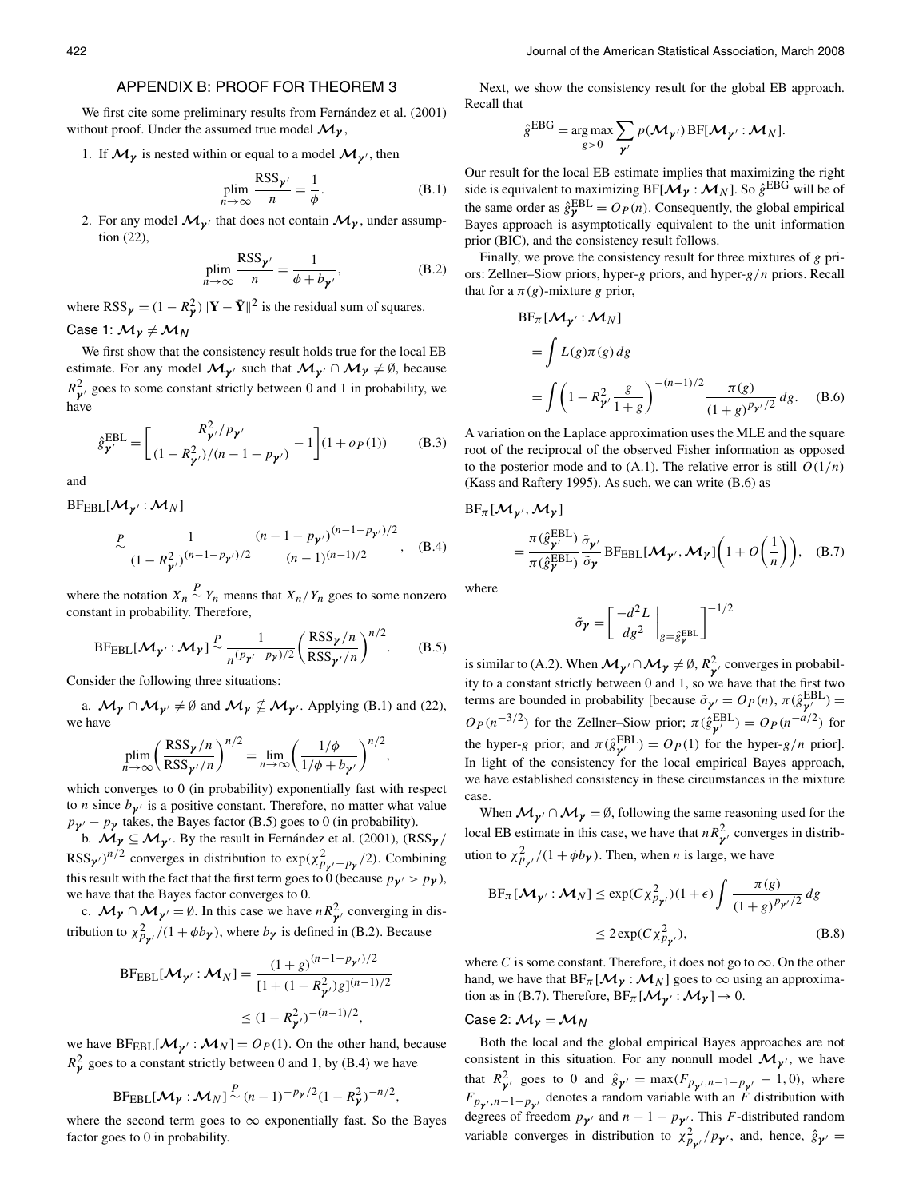## APPENDIX B: PROOF FOR THEOREM 3

We first cite some preliminary results from Fernández et al. (2001) without proof. Under the assumed true model $\mathcal{M}_{\boldsymbol{\gamma}}$,

1. If $\mathcal{M}_{\boldsymbol{\gamma}}$ is nested within or equal to a model $\mathcal{M}_{\boldsymbol{\gamma}'}$, then

$$\operatorname*{plim}_{n\to\infty} \frac{\mathrm{RSS}_{\boldsymbol{\gamma}'}}{n} = \frac{1}{\phi}. \tag{B.1}$$

2. For any model $\mathcal{M}_{\boldsymbol{\gamma}'}$ that does not contain $\mathcal{M}_{\boldsymbol{\gamma}}$, under assumption (22),

$$\operatorname*{plim}_{n\to\infty} \frac{\mathrm{RSS}_{\boldsymbol{\gamma}'}}{n} = \frac{1}{\phi + b_{\boldsymbol{\gamma}'}}, \tag{B.2}$$

where $\mathrm{RSS}_{\boldsymbol{\gamma}} = (1 - R^2_{\boldsymbol{\gamma}})\|\mathbf{Y} - \bar{\mathbf{Y}}\|^2$ is the residual sum of squares.

### Case 1: $\mathcal{M}_{\boldsymbol{\gamma}} \neq \mathcal{M}_N$

We first show that the consistency result holds true for the local EB estimate. For any model $\mathcal{M}_{\boldsymbol{\gamma}'}$ such that $\mathcal{M}_{\boldsymbol{\gamma}'} \cap \mathcal{M}_{\boldsymbol{\gamma}} \neq \emptyset$, because $R^2_{\boldsymbol{\gamma}'}$ goes to some constant strictly between 0 and 1 in probability, we have

$$\hat{g}^{\mathrm{EBL}}_{\boldsymbol{\gamma}'} = \left[\frac{R^2_{\boldsymbol{\gamma}'}/p_{\boldsymbol{\gamma}'}}{(1 - R^2_{\boldsymbol{\gamma}'})/(n - 1 - p_{\boldsymbol{\gamma}'})} - 1\right](1 + o_P(1)) \tag{B.3}$$

and

$$\mathrm{BF}_{\mathrm{EBL}}[\mathcal{M}_{\boldsymbol{\gamma}'} : \mathcal{M}_N] \overset{P}{\sim} \frac{1}{(1 - R^2_{\boldsymbol{\gamma}'})^{(n-1-p_{\boldsymbol{\gamma}'})/2}} \frac{(n - 1 - p_{\boldsymbol{\gamma}'})^{(n-1-p_{\boldsymbol{\gamma}'})/2}}{(n-1)^{(n-1)/2}}, \tag{B.4}$$

where the notation $X_n \overset{P}{\sim} Y_n$ means that $X_n/Y_n$ goes to some nonzero constant in probability. Therefore,

$$\mathrm{BF}_{\mathrm{EBL}}[\mathcal{M}_{\boldsymbol{\gamma}'} : \mathcal{M}_{\boldsymbol{\gamma}}] \overset{P}{\sim} \frac{1}{n^{(p_{\boldsymbol{\gamma}'} - p_{\boldsymbol{\gamma}})/2}} \left(\frac{\mathrm{RSS}_{\boldsymbol{\gamma}}/n}{\mathrm{RSS}_{\boldsymbol{\gamma}'}/n}\right)^{n/2}. \tag{B.5}$$

Consider the following three situations:

a. $\mathcal{M}_{\boldsymbol{\gamma}} \cap \mathcal{M}_{\boldsymbol{\gamma}'} \neq \emptyset$ and $\mathcal{M}_{\boldsymbol{\gamma}} \not\subseteq \mathcal{M}_{\boldsymbol{\gamma}'}$. Applying (B.1) and (22), we have

$$\operatorname*{plim}_{n\to\infty} \left(\frac{\mathrm{RSS}_{\boldsymbol{\gamma}}/n}{\mathrm{RSS}_{\boldsymbol{\gamma}'}/n}\right)^{n/2} = \lim_{n\to\infty}\left(\frac{1/\phi}{1/\phi + b_{\boldsymbol{\gamma}'}}\right)^{n/2},$$

which converges to 0 (in probability) exponentially fast with respect to $n$ since $b_{\boldsymbol{\gamma}'}$ is a positive constant. Therefore, no matter what value $p_{\boldsymbol{\gamma}'} - p_{\boldsymbol{\gamma}}$ takes, the Bayes factor (B.5) goes to 0 (in probability).

b. $\mathcal{M}_{\boldsymbol{\gamma}} \subseteq \mathcal{M}_{\boldsymbol{\gamma}'}$. By the result in Fernández et al. (2001), $(\mathrm{RSS}_{\boldsymbol{\gamma}}/\mathrm{RSS}_{\boldsymbol{\gamma}'})^{n/2}$ converges in distribution to $\exp(\chi^2_{p_{\boldsymbol{\gamma}'} - p_{\boldsymbol{\gamma}}}/2)$. Combining this result with the fact that the first term goes to 0 (because $p_{\boldsymbol{\gamma}'} > p_{\boldsymbol{\gamma}}$), we have that the Bayes factor converges to 0.

c. $\mathcal{M}_{\boldsymbol{\gamma}} \cap \mathcal{M}_{\boldsymbol{\gamma}'} = \emptyset$. In this case we have $nR^2_{\boldsymbol{\gamma}'}$ converging in distribution to $\chi^2_{p_{\boldsymbol{\gamma}'}}/(1 + \phi b_{\boldsymbol{\gamma}})$, where $b_{\boldsymbol{\gamma}}$ is defined in (B.2). Because

$$\begin{aligned}
\mathrm{BF}_{\mathrm{EBL}}[\mathcal{M}_{\boldsymbol{\gamma}'} : \mathcal{M}_N] &= \frac{(1+g)^{(n-1-p_{\boldsymbol{\gamma}'})/2}}{[1 + (1 - R^2_{\boldsymbol{\gamma}'})g]^{(n-1)/2}} \\
&\le (1 - R^2_{\boldsymbol{\gamma}'})^{-(n-1)/2},
\end{aligned}$$

we have $\mathrm{BF}_{\mathrm{EBL}}[\mathcal{M}_{\boldsymbol{\gamma}'} : \mathcal{M}_N] = O_P(1)$. On the other hand, because $R^2_{\boldsymbol{\gamma}}$ goes to a constant strictly between 0 and 1, by (B.4) we have

$$\mathrm{BF}_{\mathrm{EBL}}[\mathcal{M}_{\boldsymbol{\gamma}} : \mathcal{M}_N] \overset{P}{\sim} (n-1)^{-p_{\boldsymbol{\gamma}}/2}(1 - R^2_{\boldsymbol{\gamma}})^{-n/2},$$

where the second term goes to $\infty$ exponentially fast. So the Bayes factor goes to 0 in probability.

Next, we show the consistency result for the global EB approach. Recall that

$$\hat{g}^{\mathrm{EBG}} = \operatorname*{arg\,max}_{g>0} \sum_{\boldsymbol{\gamma}'} p(\mathcal{M}_{\boldsymbol{\gamma}'})\, \mathrm{BF}[\mathcal{M}_{\boldsymbol{\gamma}'} : \mathcal{M}_N].$$

Our result for the local EB estimate implies that maximizing the right side is equivalent to maximizing $\mathrm{BF}[\mathcal{M}_{\boldsymbol{\gamma}} : \mathcal{M}_N]$. So $\hat{g}^{\mathrm{EBG}}$ will be of the same order as $\hat{g}^{\mathrm{EBL}}_{\boldsymbol{\gamma}} = O_P(n)$. Consequently, the global empirical Bayes approach is asymptotically equivalent to the unit information prior (BIC), and the consistency result follows.

Finally, we prove the consistency result for three mixtures of $g$ priors: Zellner–Siow priors, hyper-$g$ priors, and hyper-$g/n$ priors. Recall that for a $\pi(g)$-mixture $g$ prior,

$$\begin{aligned}
\mathrm{BF}_{\pi}[\mathcal{M}_{\boldsymbol{\gamma}'} : \mathcal{M}_N] &= \int L(g)\pi(g)\,dg \\
&= \int \left(1 - R^2_{\boldsymbol{\gamma}'}\frac{g}{1+g}\right)^{-(n-1)/2} \frac{\pi(g)}{(1+g)^{p_{\boldsymbol{\gamma}'}/2}}\,dg. \qquad \text{(B.6)}
\end{aligned}$$

A variation on the Laplace approximation uses the MLE and the square root of the reciprocal of the observed Fisher information as opposed to the posterior mode and to (A.1). The relative error is still $O(1/n)$ (Kass and Raftery 1995). As such, we can write (B.6) as

$$\mathrm{BF}_{\pi}[\mathcal{M}_{\boldsymbol{\gamma}'}, \mathcal{M}_{\boldsymbol{\gamma}}] = \frac{\pi(\hat{g}^{\mathrm{EBL}}_{\boldsymbol{\gamma}'})}{\pi(\hat{g}^{\mathrm{EBL}}_{\boldsymbol{\gamma}})} \frac{\tilde{\sigma}_{\boldsymbol{\gamma}'}}{\tilde{\sigma}_{\boldsymbol{\gamma}}} \mathrm{BF}_{\mathrm{EBL}}[\mathcal{M}_{\boldsymbol{\gamma}'}, \mathcal{M}_{\boldsymbol{\gamma}}]\left(1 + O\left(\frac{1}{n}\right)\right), \tag{B.7}$$

where

$$\tilde{\sigma}_{\boldsymbol{\gamma}} = \left[\frac{-d^2 L}{dg^2}\bigg|_{g = \hat{g}^{\mathrm{EBL}}_{\boldsymbol{\gamma}}}\right]^{-1/2}$$

is similar to (A.2). When $\mathcal{M}_{\boldsymbol{\gamma}'} \cap \mathcal{M}_{\boldsymbol{\gamma}} \neq \emptyset$, $R^2_{\boldsymbol{\gamma}'}$ converges in probability to a constant strictly between 0 and 1, so we have that the first two terms are bounded in probability [because $\tilde{\sigma}_{\boldsymbol{\gamma}'} = O_P(n)$, $\pi(\hat{g}^{\mathrm{EBL}}_{\boldsymbol{\gamma}'}) = O_P(n^{-3/2})$ for the Zellner–Siow prior; $\pi(\hat{g}^{\mathrm{EBL}}_{\boldsymbol{\gamma}'}) = O_P(n^{-a/2})$ for the hyper-$g$ prior; and $\pi(\hat{g}^{\mathrm{EBL}}_{\boldsymbol{\gamma}'}) = O_P(1)$ for the hyper-$g/n$ prior]. In light of the consistency for the local empirical Bayes approach, we have established consistency in these circumstances in the mixture case.

When $\mathcal{M}_{\boldsymbol{\gamma}'} \cap \mathcal{M}_{\boldsymbol{\gamma}} = \emptyset$, following the same reasoning used for the local EB estimate in this case, we have that $nR^2_{\boldsymbol{\gamma}'}$ converges in distribution to $\chi^2_{p_{\boldsymbol{\gamma}'}}/(1 + \phi b_{\boldsymbol{\gamma}})$. Then, when $n$ is large, we have

$$\begin{aligned}
\mathrm{BF}_{\pi}[\mathcal{M}_{\boldsymbol{\gamma}'} : \mathcal{M}_N] &\le \exp(C\chi^2_{p_{\boldsymbol{\gamma}'}})(1 + \epsilon)\int \frac{\pi(g)}{(1+g)^{p_{\boldsymbol{\gamma}'}/2}}\,dg \\
&\le 2\exp(C\chi^2_{p_{\boldsymbol{\gamma}'}}), \qquad \text{(B.8)}
\end{aligned}$$

where $C$ is some constant. Therefore, it does not go to $\infty$. On the other hand, we have that $\mathrm{BF}_{\pi}[\mathcal{M}_{\boldsymbol{\gamma}} : \mathcal{M}_N]$ goes to $\infty$ using an approximation as in (B.7). Therefore, $\mathrm{BF}_{\pi}[\mathcal{M}_{\boldsymbol{\gamma}'} : \mathcal{M}_{\boldsymbol{\gamma}}] \to 0$.

### Case 2: $\mathcal{M}_{\boldsymbol{\gamma}} = \mathcal{M}_N$

Both the local and the global empirical Bayes approaches are not consistent in this situation. For any nonnull model $\mathcal{M}_{\boldsymbol{\gamma}'}$, we have that $R^2_{\boldsymbol{\gamma}'}$ goes to 0 and $\hat{g}_{\boldsymbol{\gamma}'} = \max(F_{p_{\boldsymbol{\gamma}'}, n-1-p_{\boldsymbol{\gamma}'}} - 1, 0)$, where $F_{p_{\boldsymbol{\gamma}'}, n-1-p_{\boldsymbol{\gamma}'}}$ denotes a random variable with an $F$ distribution with degrees of freedom $p_{\boldsymbol{\gamma}'}$ and $n - 1 - p_{\boldsymbol{\gamma}'}$. This $F$-distributed random variable converges in distribution to $\chi^2_{p_{\boldsymbol{\gamma}'}}/p_{\boldsymbol{\gamma}'}$, and, hence, $\hat{g}_{\boldsymbol{\gamma}'} =$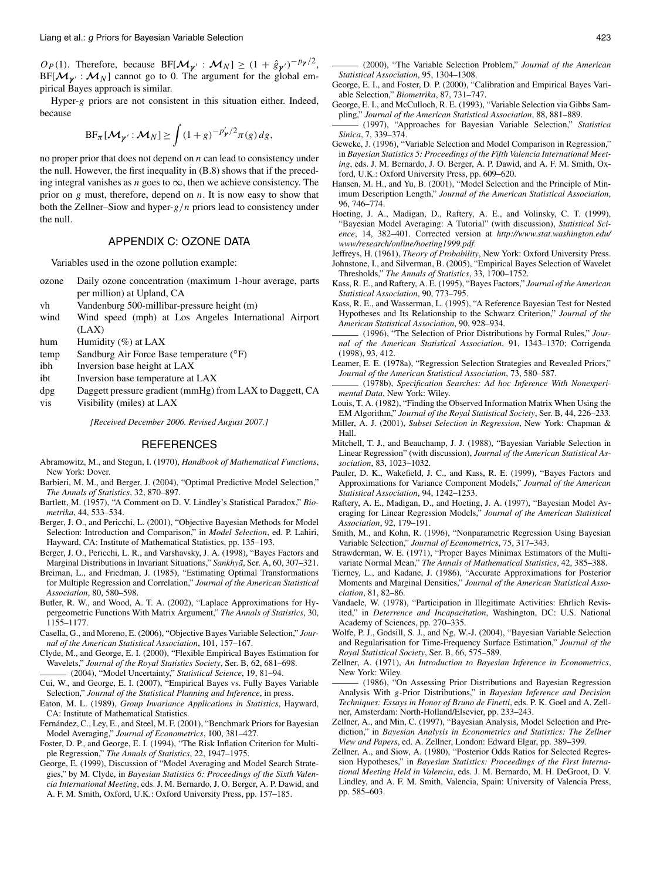$O_P(1)$. Therefore, because $\mathrm{BF}[\mathcal{M}_{\boldsymbol{\gamma}'} : \mathcal{M}_N] \geq (1 + \hat{g}_{\boldsymbol{\gamma}'})^{-p_{\boldsymbol{\gamma}}/2}$, $\mathrm{BF}[\mathcal{M}_{\boldsymbol{\gamma}'} : \mathcal{M}_N]$ cannot go to 0. The argument for the global empirical Bayes approach is similar.

Hyper-$g$ priors are not consistent in this situation either. Indeed, because

$$\mathrm{BF}_\pi[\mathcal{M}_{\boldsymbol{\gamma}'} : \mathcal{M}_N] \geq \int (1+g)^{-p'_{\boldsymbol{\gamma}}/2} \pi(g)\, dg,$$

no proper prior that does not depend on $n$ can lead to consistency under the null. However, the first inequality in (B.8) shows that if the preceding integral vanishes as $n$ goes to $\infty$, then we achieve consistency. The prior on $g$ must, therefore, depend on $n$. It is now easy to show that both the Zellner–Siow and hyper-$g/n$ priors lead to consistency under the null.

## APPENDIX C: OZONE DATA

Variables used in the ozone pollution example:

| | |
|---|---|
| ozone | Daily ozone concentration (maximum 1-hour average, parts per million) at Upland, CA |
| vh | Vandenburg 500-millibar-pressure height (m) |
| wind | Wind speed (mph) at Los Angeles International Airport (LAX) |
| hum | Humidity (%) at LAX |
| temp | Sandburg Air Force Base temperature (°F) |
| ibh | Inversion base height at LAX |
| ibt | Inversion base temperature at LAX |
| dpg | Daggett pressure gradient (mmHg) from LAX to Daggett, CA |
| vis | Visibility (miles) at LAX |

*[Received December 2006. Revised August 2007.]*

## REFERENCES

Abramowitz, M., and Stegun, I. (1970), *Handbook of Mathematical Functions*, New York: Dover.

Barbieri, M. M., and Berger, J. (2004), "Optimal Predictive Model Selection," *The Annals of Statistics*, 32, 870–897.

Bartlett, M. (1957), "A Comment on D. V. Lindley's Statistical Paradox," *Biometrika*, 44, 533–534.

Berger, J. O., and Pericchi, L. (2001), "Objective Bayesian Methods for Model Selection: Introduction and Comparison," in *Model Selection*, ed. P. Lahiri, Hayward, CA: Institute of Mathematical Statistics, pp. 135–193.

Berger, J. O., Pericchi, L. R., and Varshavsky, J. A. (1998), "Bayes Factors and Marginal Distributions in Invariant Situations," *Sankhyā*, Ser. A, 60, 307–321.

Breiman, L., and Friedman, J. (1985), "Estimating Optimal Transformations for Multiple Regression and Correlation," *Journal of the American Statistical Association*, 80, 580–598.

Butler, R. W., and Wood, A. T. A. (2002), "Laplace Approximations for Hypergeometric Functions With Matrix Argument," *The Annals of Statistics*, 30, 1155–1177.

Casella, G., and Moreno, E. (2006), "Objective Bayes Variable Selection," *Journal of the American Statistical Association*, 101, 157–167.

Clyde, M., and George, E. I. (2000), "Flexible Empirical Bayes Estimation for Wavelets," *Journal of the Royal Statistics Society*, Ser. B, 62, 681–698.

——— (2004), "Model Uncertainty," *Statistical Science*, 19, 81–94.

Cui, W., and George, E. I. (2007), "Empirical Bayes vs. Fully Bayes Variable Selection," *Journal of Statistical Planning and Inference*, in press.

Eaton, M. L. (1989), *Group Invariance Applications in Statistics*, Hayward, CA: Institute of Mathematical Statistics.

Fernández, C., Ley, E., and Steel, M. F. (2001), "Benchmark Priors for Bayesian Model Averaging," *Journal of Econometrics*, 100, 381–427.

Foster, D. P., and George, E. I. (1994), "The Risk Inflation Criterion for Multiple Regression," *The Annals of Statistics*, 22, 1947–1975.

George, E. (1999), Discussion of "Model Averaging and Model Search Strategies," by M. Clyde, in *Bayesian Statistics 6: Proceedings of the Sixth Valencia International Meeting*, eds. J. M. Bernardo, J. O. Berger, A. P. Dawid, and A. F. M. Smith, Oxford, U.K.: Oxford University Press, pp. 157–185.

——— (2000), "The Variable Selection Problem," *Journal of the American Statistical Association*, 95, 1304–1308.

George, E. I., and Foster, D. P. (2000), "Calibration and Empirical Bayes Variable Selection," *Biometrika*, 87, 731–747.

George, E. I., and McCulloch, R. E. (1993), "Variable Selection via Gibbs Sampling," *Journal of the American Statistical Association*, 88, 881–889.

——— (1997), "Approaches for Bayesian Variable Selection," *Statistica Sinica*, 7, 339–374.

Geweke, J. (1996), "Variable Selection and Model Comparison in Regression," in *Bayesian Statistics 5: Proceedings of the Fifth Valencia International Meeting*, eds. J. M. Bernardo, J. O. Berger, A. P. Dawid, and A. F. M. Smith, Oxford, U.K.: Oxford University Press, pp. 609–620.

Hansen, M. H., and Yu, B. (2001), "Model Selection and the Principle of Minimum Description Length," *Journal of the American Statistical Association*, 96, 746–774.

Hoeting, J. A., Madigan, D., Raftery, A. E., and Volinsky, C. T. (1999), "Bayesian Model Averaging: A Tutorial" (with discussion), *Statistical Science*, 14, 382–401. Corrected version at *http://www.stat.washington.edu/www/research/online/hoeting1999.pdf*.

Jeffreys, H. (1961), *Theory of Probability*, New York: Oxford University Press.

Johnstone, I., and Silverman, B. (2005), "Empirical Bayes Selection of Wavelet Thresholds," *The Annals of Statistics*, 33, 1700–1752.

Kass, R. E., and Raftery, A. E. (1995), "Bayes Factors," *Journal of the American Statistical Association*, 90, 773–795.

Kass, R. E., and Wasserman, L. (1995), "A Reference Bayesian Test for Nested Hypotheses and Its Relationship to the Schwarz Criterion," *Journal of the American Statistical Association*, 90, 928–934.

——— (1996), "The Selection of Prior Distributions by Formal Rules," *Journal of the American Statistical Association*, 91, 1343–1370; Corrigenda (1998), 93, 412.

Leamer, E. E. (1978a), "Regression Selection Strategies and Revealed Priors," *Journal of the American Statistical Association*, 73, 580–587.

——— (1978b), *Specification Searches: Ad hoc Inference With Nonexperimental Data*, New York: Wiley.

Louis, T. A. (1982), "Finding the Observed Information Matrix When Using the EM Algorithm," *Journal of the Royal Statistical Society*, Ser. B, 44, 226–233.

Miller, A. J. (2001), *Subset Selection in Regression*, New York: Chapman & Hall.

Mitchell, T. J., and Beauchamp, J. J. (1988), "Bayesian Variable Selection in Linear Regression" (with discussion), *Journal of the American Statistical Association*, 83, 1023–1032.

Pauler, D. K., Wakefield, J. C., and Kass, R. E. (1999), "Bayes Factors and Approximations for Variance Component Models," *Journal of the American Statistical Association*, 94, 1242–1253.

Raftery, A. E., Madigan, D., and Hoeting, J. A. (1997), "Bayesian Model Averaging for Linear Regression Models," *Journal of the American Statistical Association*, 92, 179–191.

Smith, M., and Kohn, R. (1996), "Nonparametric Regression Using Bayesian Variable Selection," *Journal of Econometrics*, 75, 317–343.

Strawderman, W. E. (1971), "Proper Bayes Minimax Estimators of the Multivariate Normal Mean," *The Annals of Mathematical Statistics*, 42, 385–388.

Tierney, L., and Kadane, J. (1986), "Accurate Approximations for Posterior Moments and Marginal Densities," *Journal of the American Statistical Association*, 81, 82–86.

Vandaele, W. (1978), "Participation in Illegitimate Activities: Ehrlich Revisited," in *Deterrence and Incapacitation*, Washington, DC: U.S. National Academy of Sciences, pp. 270–335.

Wolfe, P. J., Godsill, S. J., and Ng, W.-J. (2004), "Bayesian Variable Selection and Regularisation for Time-Frequency Surface Estimation," *Journal of the Royal Statistical Society*, Ser. B, 66, 575–589.

Zellner, A. (1971), *An Introduction to Bayesian Inference in Econometrics*, New York: Wiley.

——— (1986), "On Assessing Prior Distributions and Bayesian Regression Analysis With *g*-Prior Distributions," in *Bayesian Inference and Decision Techniques: Essays in Honor of Bruno de Finetti*, eds. P. K. Goel and A. Zellner, Amsterdam: North-Holland/Elsevier, pp. 233–243.

Zellner, A., and Min, C. (1997), "Bayesian Analysis, Model Selection and Prediction," in *Bayesian Analysis in Econometrics and Statistics: The Zellner View and Papers*, ed. A. Zellner, London: Edward Elgar, pp. 389–399.

Zellner, A., and Siow, A. (1980), "Posterior Odds Ratios for Selected Regression Hypotheses," in *Bayesian Statistics: Proceedings of the First International Meeting Held in Valencia*, eds. J. M. Bernardo, M. H. DeGroot, D. V. Lindley, and A. F. M. Smith, Valencia, Spain: University of Valencia Press, pp. 585–603.